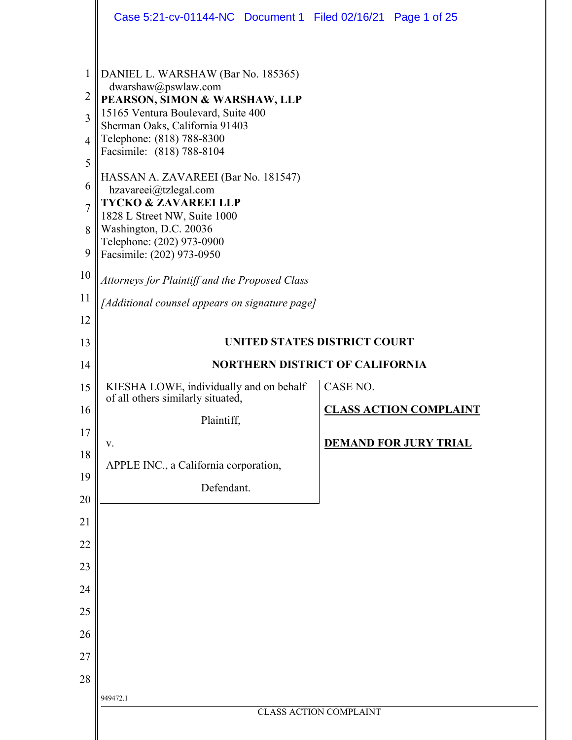DANIEL L. WARSHAW (Bar No. 185365)
dwarshaw@pswlaw.com
**PEARSON, SIMON & WARSHAW, LLP**
15165 Ventura Boulevard, Suite 400
Sherman Oaks, California 91403
Telephone: (818) 788-8300
Facsimile: (818) 788-8104

HASSAN A. ZAVAREEI (Bar No. 181547)
hzavareei@tzlegal.com
**TYCKO & ZAVAREEI LLP**
1828 L Street NW, Suite 1000
Washington, D.C. 20036
Telephone: (202) 973-0900
Facsimile: (202) 973-0950

*Attorneys for Plaintiff and the Proposed Class*

*[Additional counsel appears on signature page]*

**UNITED STATES DISTRICT COURT**

**NORTHERN DISTRICT OF CALIFORNIA**

KIESHA LOWE, individually and on behalf of all others similarly situated,

Plaintiff,

v.

APPLE INC., a California corporation,

Defendant.

CASE NO.

**CLASS ACTION COMPLAINT**

**DEMAND FOR JURY TRIAL**

949472.1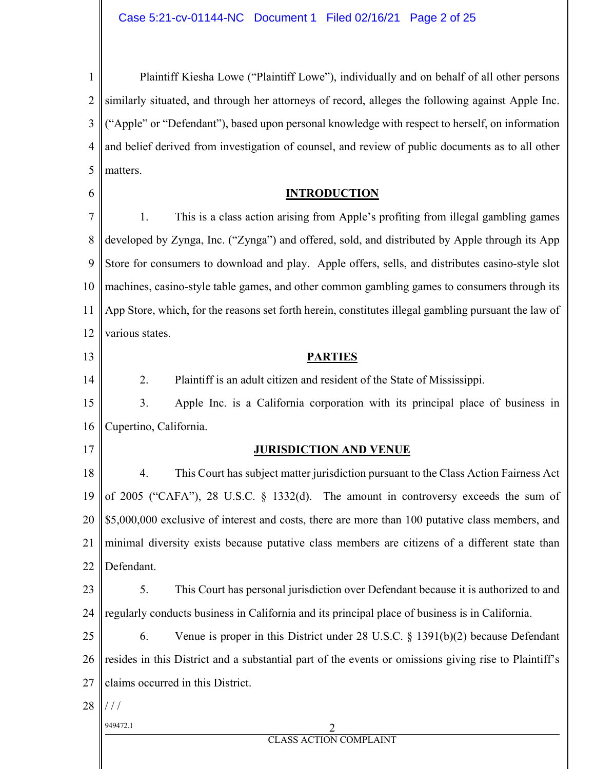Plaintiff Kiesha Lowe ("Plaintiff Lowe"), individually and on behalf of all other persons similarly situated, and through her attorneys of record, alleges the following against Apple Inc. ("Apple" or "Defendant"), based upon personal knowledge with respect to herself, on information and belief derived from investigation of counsel, and review of public documents as to all other matters.

## INTRODUCTION

1. This is a class action arising from Apple's profiting from illegal gambling games developed by Zynga, Inc. ("Zynga") and offered, sold, and distributed by Apple through its App Store for consumers to download and play. Apple offers, sells, and distributes casino-style slot machines, casino-style table games, and other common gambling games to consumers through its App Store, which, for the reasons set forth herein, constitutes illegal gambling pursuant the law of various states.

## PARTIES

2. Plaintiff is an adult citizen and resident of the State of Mississippi.

3. Apple Inc. is a California corporation with its principal place of business in Cupertino, California.

## JURISDICTION AND VENUE

4. This Court has subject matter jurisdiction pursuant to the Class Action Fairness Act of 2005 ("CAFA"), 28 U.S.C. § 1332(d). The amount in controversy exceeds the sum of $5,000,000 exclusive of interest and costs, there are more than 100 putative class members, and minimal diversity exists because putative class members are citizens of a different state than Defendant.

5. This Court has personal jurisdiction over Defendant because it is authorized to and regularly conducts business in California and its principal place of business is in California.

6. Venue is proper in this District under 28 U.S.C. § 1391(b)(2) because Defendant resides in this District and a substantial part of the events or omissions giving rise to Plaintiff's claims occurred in this District.

/ / /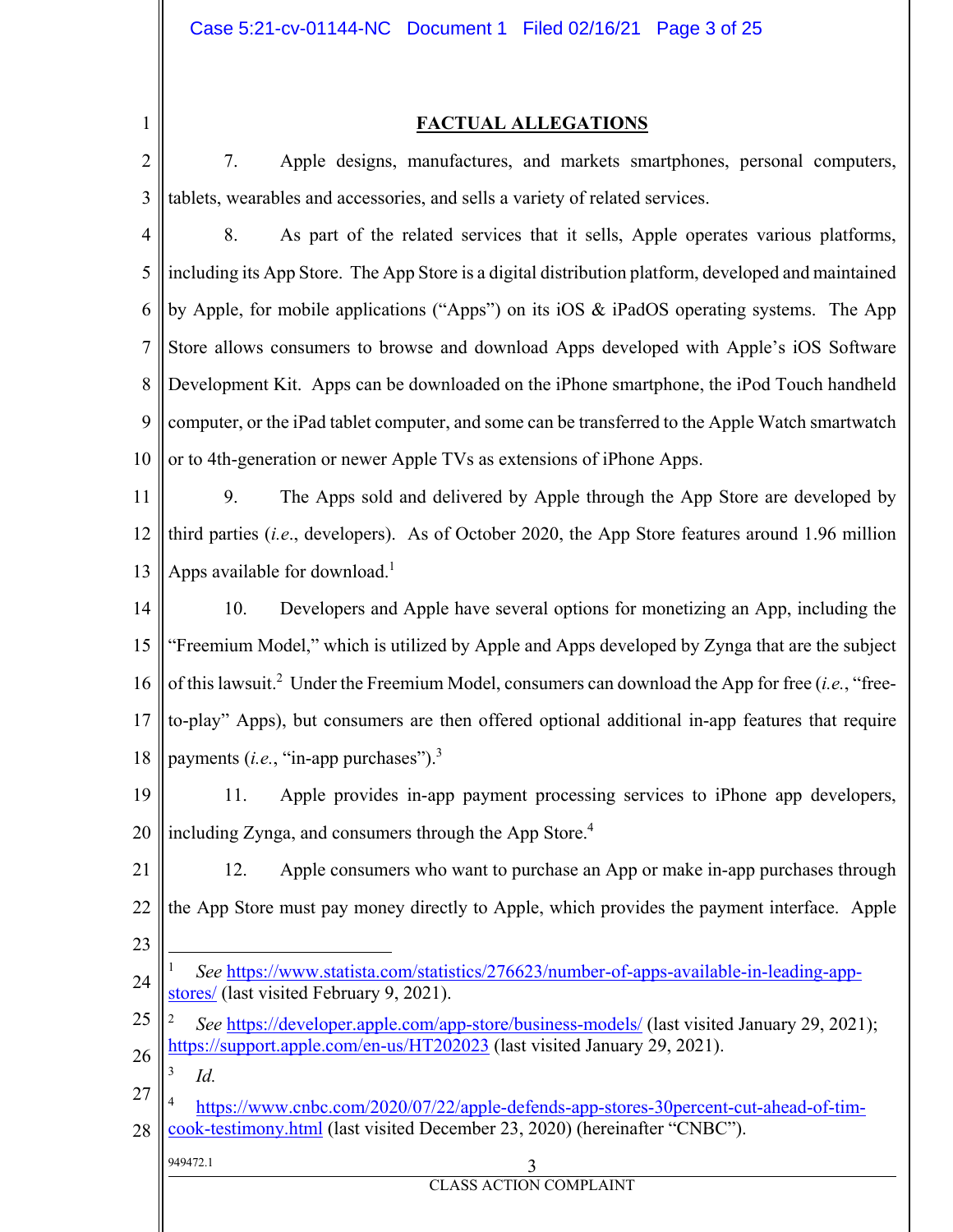## FACTUAL ALLEGATIONS

7. Apple designs, manufactures, and markets smartphones, personal computers, tablets, wearables and accessories, and sells a variety of related services.

8. As part of the related services that it sells, Apple operates various platforms, including its App Store. The App Store is a digital distribution platform, developed and maintained by Apple, for mobile applications ("Apps") on its iOS & iPadOS operating systems. The App Store allows consumers to browse and download Apps developed with Apple's iOS Software Development Kit. Apps can be downloaded on the iPhone smartphone, the iPod Touch handheld computer, or the iPad tablet computer, and some can be transferred to the Apple Watch smartwatch or to 4th-generation or newer Apple TVs as extensions of iPhone Apps.

9. The Apps sold and delivered by Apple through the App Store are developed by third parties (*i.e.*, developers). As of October 2020, the App Store features around 1.96 million Apps available for download.[1]

10. Developers and Apple have several options for monetizing an App, including the "Freemium Model," which is utilized by Apple and Apps developed by Zynga that are the subject of this lawsuit.[2] Under the Freemium Model, consumers can download the App for free (*i.e.*, "free-to-play" Apps), but consumers are then offered optional additional in-app features that require payments (*i.e.*, "in-app purchases").[3]

11. Apple provides in-app payment processing services to iPhone app developers, including Zynga, and consumers through the App Store.[4]

12. Apple consumers who want to purchase an App or make in-app purchases through the App Store must pay money directly to Apple, which provides the payment interface. Apple

---

[1] *See* https://www.statista.com/statistics/276623/number-of-apps-available-in-leading-app-stores/ (last visited February 9, 2021).

[2] *See* https://developer.apple.com/app-store/business-models/ (last visited January 29, 2021); https://support.apple.com/en-us/HT202023 (last visited January 29, 2021).

[3] *Id.*

[4] https://www.cnbc.com/2020/07/22/apple-defends-app-stores-30percent-cut-ahead-of-tim-cook-testimony.html (last visited December 23, 2020) (hereinafter "CNBC").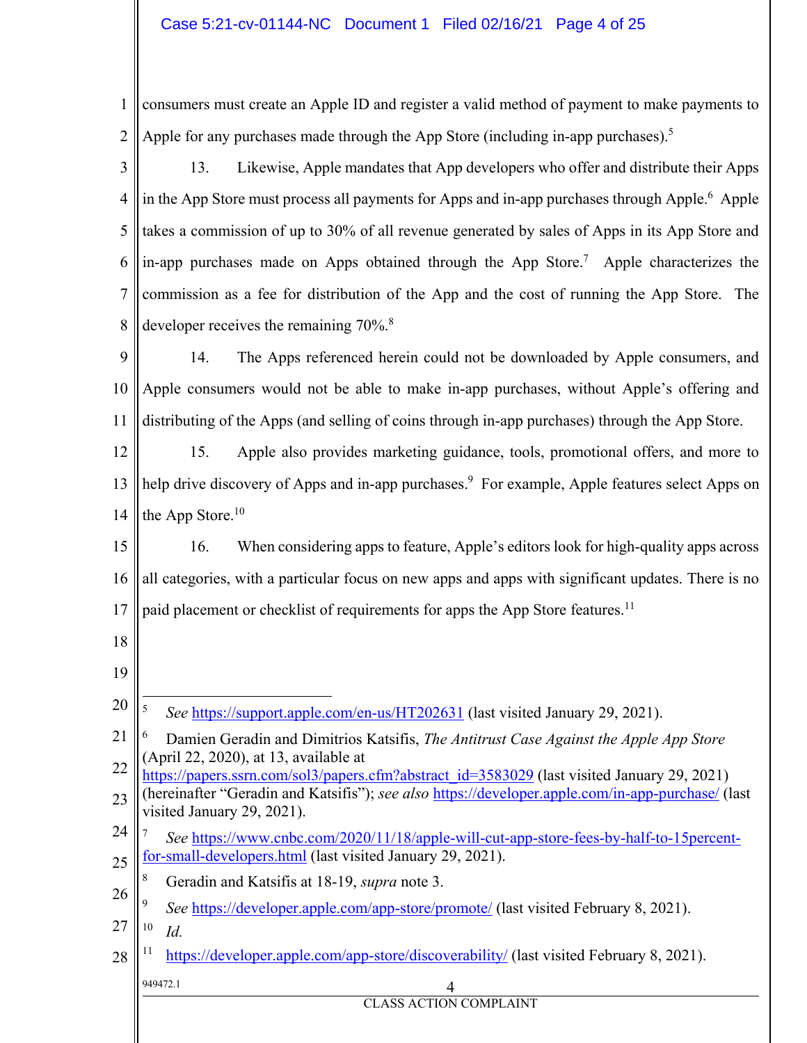consumers must create an Apple ID and register a valid method of payment to make payments to Apple for any purchases made through the App Store (including in-app purchases).[5]

13. Likewise, Apple mandates that App developers who offer and distribute their Apps in the App Store must process all payments for Apps and in-app purchases through Apple.[6] Apple takes a commission of up to 30% of all revenue generated by sales of Apps in its App Store and in-app purchases made on Apps obtained through the App Store.[7] Apple characterizes the commission as a fee for distribution of the App and the cost of running the App Store. The developer receives the remaining 70%.[8]

14. The Apps referenced herein could not be downloaded by Apple consumers, and Apple consumers would not be able to make in-app purchases, without Apple's offering and distributing of the Apps (and selling of coins through in-app purchases) through the App Store.

15. Apple also provides marketing guidance, tools, promotional offers, and more to help drive discovery of Apps and in-app purchases.[9] For example, Apple features select Apps on the App Store.[10]

16. When considering apps to feature, Apple's editors look for high-quality apps across all categories, with a particular focus on new apps and apps with significant updates. There is no paid placement or checklist of requirements for apps the App Store features.[11]

---

[5] *See* https://support.apple.com/en-us/HT202631 (last visited January 29, 2021).

[6] Damien Geradin and Dimitrios Katsifis, *The Antitrust Case Against the Apple App Store* (April 22, 2020), at 13, available at https://papers.ssrn.com/sol3/papers.cfm?abstract_id=3583029 (last visited January 29, 2021) (hereinafter "Geradin and Katsifis"); *see also* https://developer.apple.com/in-app-purchase/ (last visited January 29, 2021).

[7] *See* https://www.cnbc.com/2020/11/18/apple-will-cut-app-store-fees-by-half-to-15percent-for-small-developers.html (last visited January 29, 2021).

[8] Geradin and Katsifis at 18-19, *supra* note 3.

[9] *See* https://developer.apple.com/app-store/promote/ (last visited February 8, 2021).

[10] *Id.*

[11] https://developer.apple.com/app-store/discoverability/ (last visited February 8, 2021).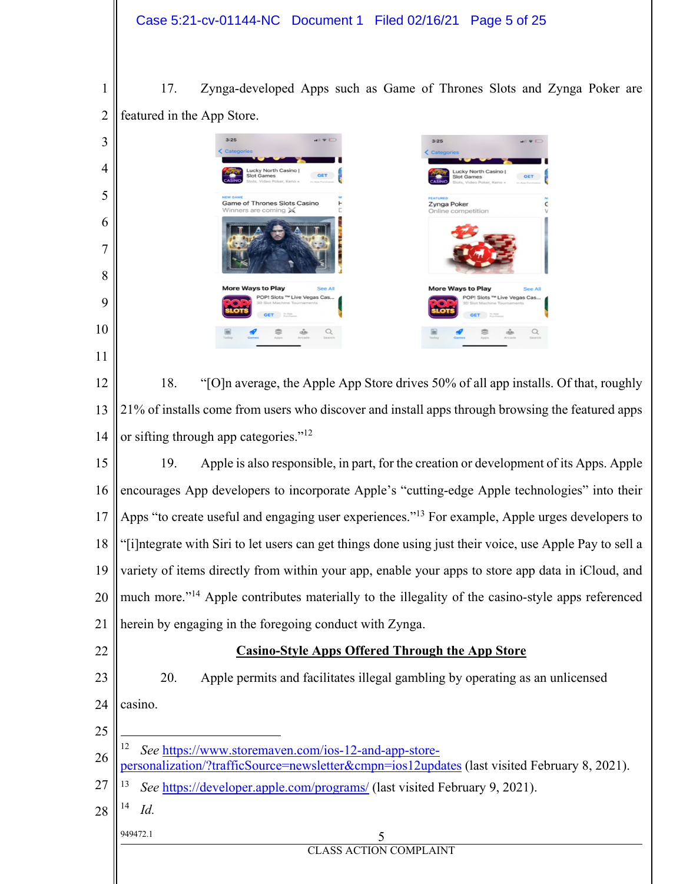17. Zynga-developed Apps such as Game of Thrones Slots and Zynga Poker are featured in the App Store.

18. "[O]n average, the Apple App Store drives 50% of all app installs. Of that, roughly 21% of installs come from users who discover and install apps through browsing the featured apps or sifting through app categories."[12]

19. Apple is also responsible, in part, for the creation or development of its Apps. Apple encourages App developers to incorporate Apple's "cutting-edge Apple technologies" into their Apps "to create useful and engaging user experiences."[13] For example, Apple urges developers to "[i]ntegrate with Siri to let users can get things done using just their voice, use Apple Pay to sell a variety of items directly from within your app, enable your apps to store app data in iCloud, and much more."[14] Apple contributes materially to the illegality of the casino-style apps referenced herein by engaging in the foregoing conduct with Zynga.

## Casino-Style Apps Offered Through the App Store

20. Apple permits and facilitates illegal gambling by operating as an unlicensed casino.

---

[12] *See* https://www.storemaven.com/ios-12-and-app-store-personalization/?trafficSource=newsletter&cmpn=ios12updates (last visited February 8, 2021).

[13] *See* https://developer.apple.com/programs/ (last visited February 9, 2021).

[14] *Id.*

949472.1

CLASS ACTION COMPLAINT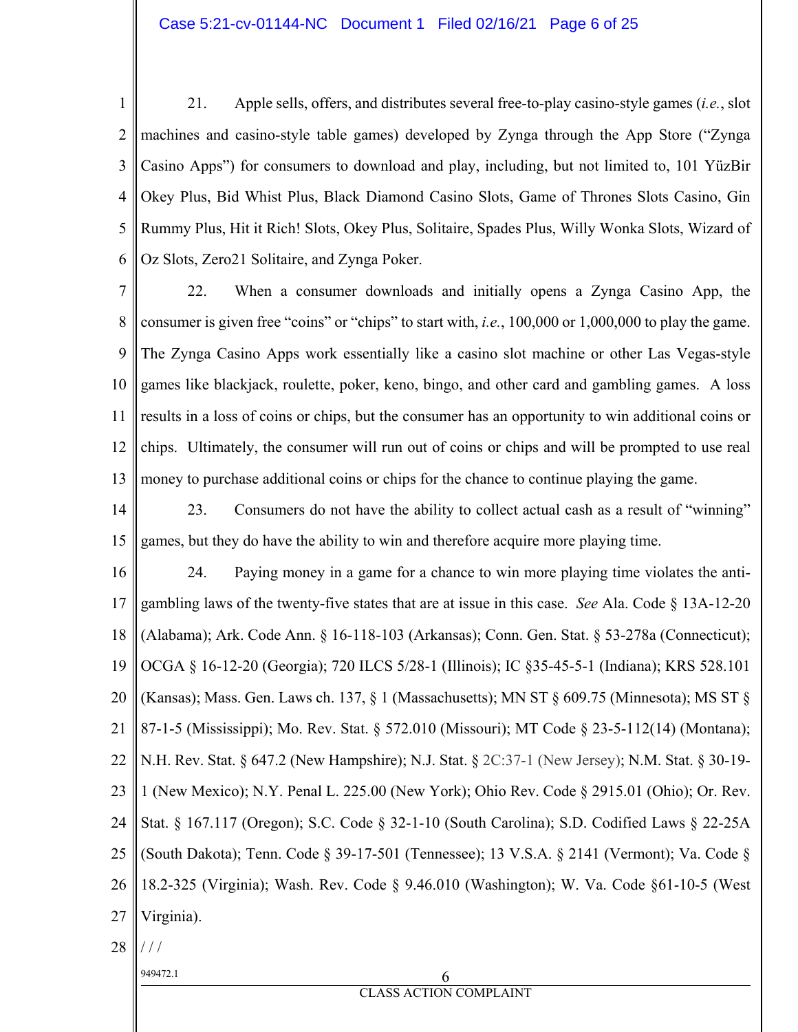21. Apple sells, offers, and distributes several free-to-play casino-style games (*i.e.*, slot machines and casino-style table games) developed by Zynga through the App Store ("Zynga Casino Apps") for consumers to download and play, including, but not limited to, 101 YüzBir Okey Plus, Bid Whist Plus, Black Diamond Casino Slots, Game of Thrones Slots Casino, Gin Rummy Plus, Hit it Rich! Slots, Okey Plus, Solitaire, Spades Plus, Willy Wonka Slots, Wizard of Oz Slots, Zero21 Solitaire, and Zynga Poker.

22. When a consumer downloads and initially opens a Zynga Casino App, the consumer is given free "coins" or "chips" to start with, *i.e.*, 100,000 or 1,000,000 to play the game. The Zynga Casino Apps work essentially like a casino slot machine or other Las Vegas-style games like blackjack, roulette, poker, keno, bingo, and other card and gambling games. A loss results in a loss of coins or chips, but the consumer has an opportunity to win additional coins or chips. Ultimately, the consumer will run out of coins or chips and will be prompted to use real money to purchase additional coins or chips for the chance to continue playing the game.

23. Consumers do not have the ability to collect actual cash as a result of "winning" games, but they do have the ability to win and therefore acquire more playing time.

24. Paying money in a game for a chance to win more playing time violates the anti-gambling laws of the twenty-five states that are at issue in this case. *See* Ala. Code § 13A-12-20 (Alabama); Ark. Code Ann. § 16-118-103 (Arkansas); Conn. Gen. Stat. § 53-278a (Connecticut); OCGA § 16-12-20 (Georgia); 720 ILCS 5/28-1 (Illinois); IC §35-45-5-1 (Indiana); KRS 528.101 (Kansas); Mass. Gen. Laws ch. 137, § 1 (Massachusetts); MN ST § 609.75 (Minnesota); MS ST § 87-1-5 (Mississippi); Mo. Rev. Stat. § 572.010 (Missouri); MT Code § 23-5-112(14) (Montana); N.H. Rev. Stat. § 647.2 (New Hampshire); N.J. Stat. § 2C:37-1 (New Jersey); N.M. Stat. § 30-19-1 (New Mexico); N.Y. Penal L. 225.00 (New York); Ohio Rev. Code § 2915.01 (Ohio); Or. Rev. Stat. § 167.117 (Oregon); S.C. Code § 32-1-10 (South Carolina); S.D. Codified Laws § 22-25A (South Dakota); Tenn. Code § 39-17-501 (Tennessee); 13 V.S.A. § 2141 (Vermont); Va. Code § 18.2-325 (Virginia); Wash. Rev. Code § 9.46.010 (Washington); W. Va. Code §61-10-5 (West Virginia).

/ / /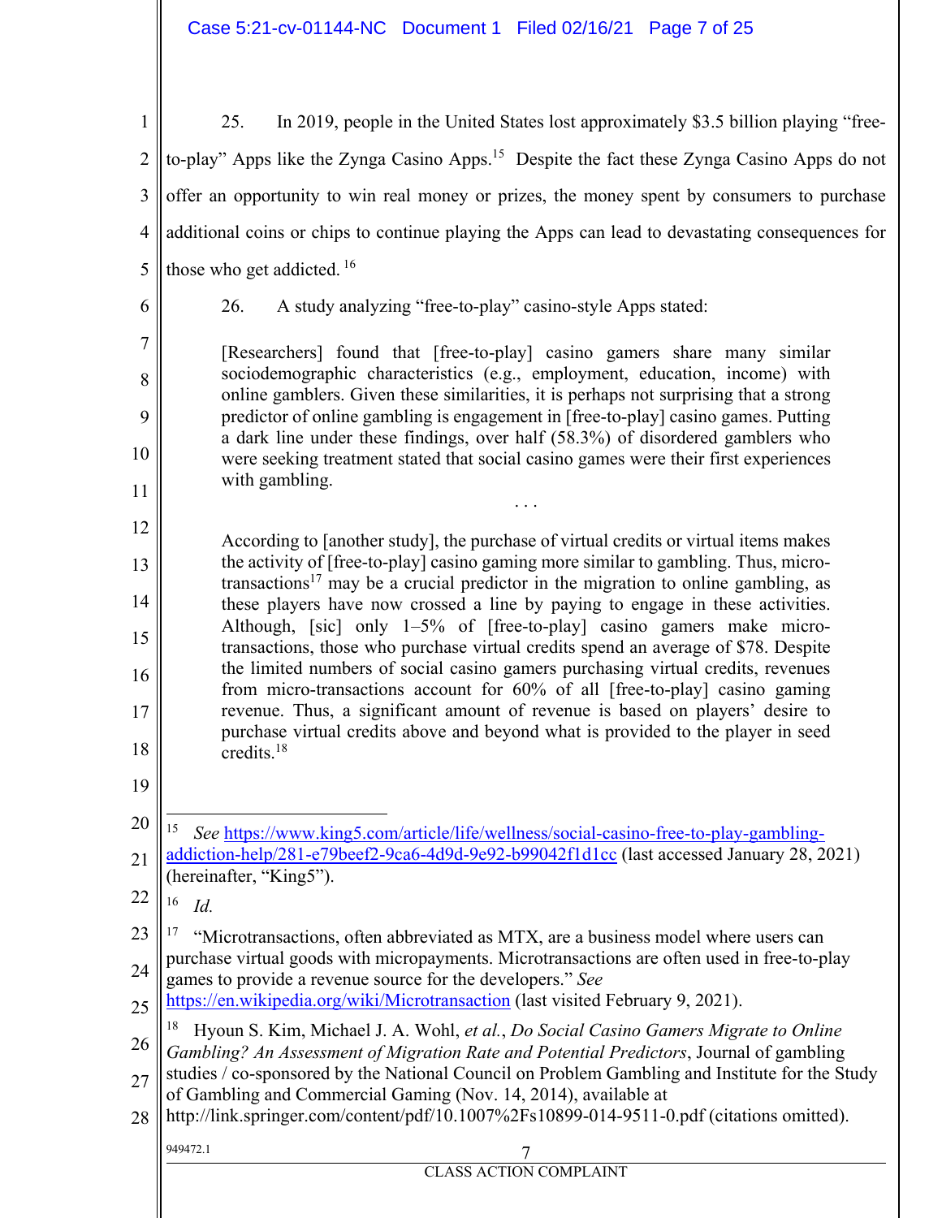25. In 2019, people in the United States lost approximately $3.5 billion playing "free-to-play" Apps like the Zynga Casino Apps.[15] Despite the fact these Zynga Casino Apps do not offer an opportunity to win real money or prizes, the money spent by consumers to purchase additional coins or chips to continue playing the Apps can lead to devastating consequences for those who get addicted.[16]

26. A study analyzing "free-to-play" casino-style Apps stated:

> [Researchers] found that [free-to-play] casino gamers share many similar sociodemographic characteristics (e.g., employment, education, income) with online gamblers. Given these similarities, it is perhaps not surprising that a strong predictor of online gambling is engagement in [free-to-play] casino games. Putting a dark line under these findings, over half (58.3%) of disordered gamblers who were seeking treatment stated that social casino games were their first experiences with gambling.
>
> . . .
>
> According to [another study], the purchase of virtual credits or virtual items makes the activity of [free-to-play] casino gaming more similar to gambling. Thus, micro-transactions[17] may be a crucial predictor in the migration to online gambling, as these players have now crossed a line by paying to engage in these activities. Although, [sic] only 1–5% of [free-to-play] casino gamers make micro-transactions, those who purchase virtual credits spend an average of $78. Despite the limited numbers of social casino gamers purchasing virtual credits, revenues from micro-transactions account for 60% of all [free-to-play] casino gaming revenue. Thus, a significant amount of revenue is based on players' desire to purchase virtual credits above and beyond what is provided to the player in seed credits.[18]

---

[15] *See* https://www.king5.com/article/life/wellness/social-casino-free-to-play-gambling-addiction-help/281-e79beef2-9ca6-4d9d-9e92-b99042f1d1cc (last accessed January 28, 2021) (hereinafter, "King5").

[16] *Id.*

[17] "Microtransactions, often abbreviated as MTX, are a business model where users can purchase virtual goods with micropayments. Microtransactions are often used in free-to-play games to provide a revenue source for the developers." *See* https://en.wikipedia.org/wiki/Microtransaction (last visited February 9, 2021).

[18] Hyoun S. Kim, Michael J. A. Wohl, *et al.*, *Do Social Casino Gamers Migrate to Online Gambling? An Assessment of Migration Rate and Potential Predictors*, Journal of gambling studies / co-sponsored by the National Council on Problem Gambling and Institute for the Study of Gambling and Commercial Gaming (Nov. 14, 2014), available at http://link.springer.com/content/pdf/10.1007%2Fs10899-014-9511-0.pdf (citations omitted).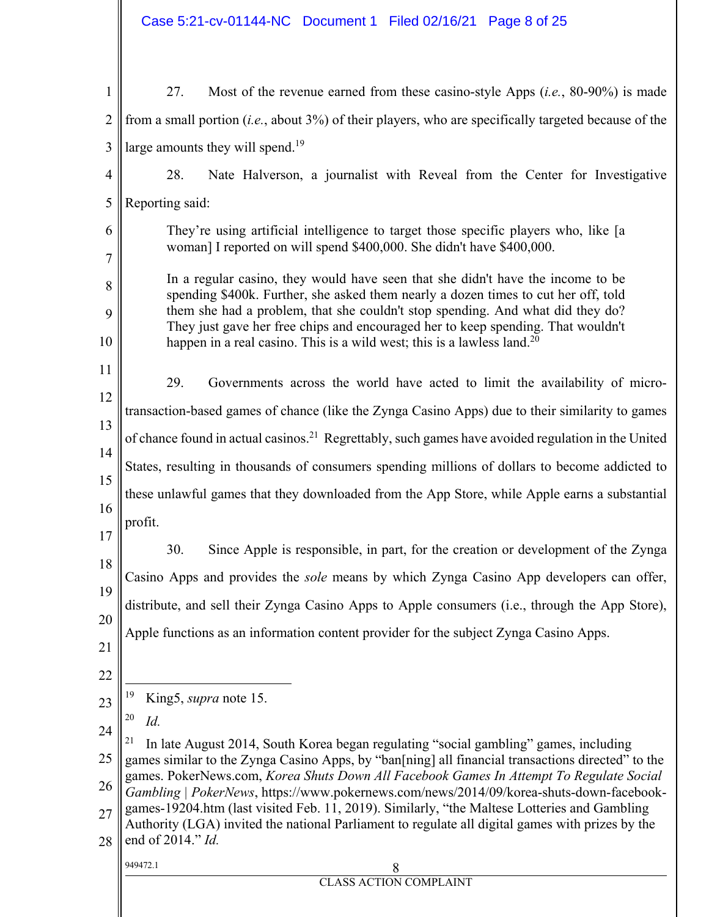27. Most of the revenue earned from these casino-style Apps (*i.e.*, 80-90%) is made from a small portion (*i.e.*, about 3%) of their players, who are specifically targeted because of the large amounts they will spend.[19]

28. Nate Halverson, a journalist with Reveal from the Center for Investigative Reporting said:

> They're using artificial intelligence to target those specific players who, like [a woman] I reported on will spend $400,000. She didn't have $400,000.
>
> In a regular casino, they would have seen that she didn't have the income to be spending $400k. Further, she asked them nearly a dozen times to cut her off, told them she had a problem, that she couldn't stop spending. And what did they do? They just gave her free chips and encouraged her to keep spending. That wouldn't happen in a real casino. This is a wild west; this is a lawless land.[20]

29. Governments across the world have acted to limit the availability of micro-transaction-based games of chance (like the Zynga Casino Apps) due to their similarity to games of chance found in actual casinos.[21] Regrettably, such games have avoided regulation in the United States, resulting in thousands of consumers spending millions of dollars to become addicted to these unlawful games that they downloaded from the App Store, while Apple earns a substantial profit.

30. Since Apple is responsible, in part, for the creation or development of the Zynga Casino Apps and provides the *sole* means by which Zynga Casino App developers can offer, distribute, and sell their Zynga Casino Apps to Apple consumers (i.e., through the App Store), Apple functions as an information content provider for the subject Zynga Casino Apps.

---

[19] King5, *supra* note 15.

[20] *Id.*

[21] In late August 2014, South Korea began regulating "social gambling" games, including games similar to the Zynga Casino Apps, by "ban[ning] all financial transactions directed" to the games. PokerNews.com, *Korea Shuts Down All Facebook Games In Attempt To Regulate Social Gambling | PokerNews*, https://www.pokernews.com/news/2014/09/korea-shuts-down-facebook-games-19204.htm (last visited Feb. 11, 2019). Similarly, "the Maltese Lotteries and Gambling Authority (LGA) invited the national Parliament to regulate all digital games with prizes by the end of 2014." *Id.*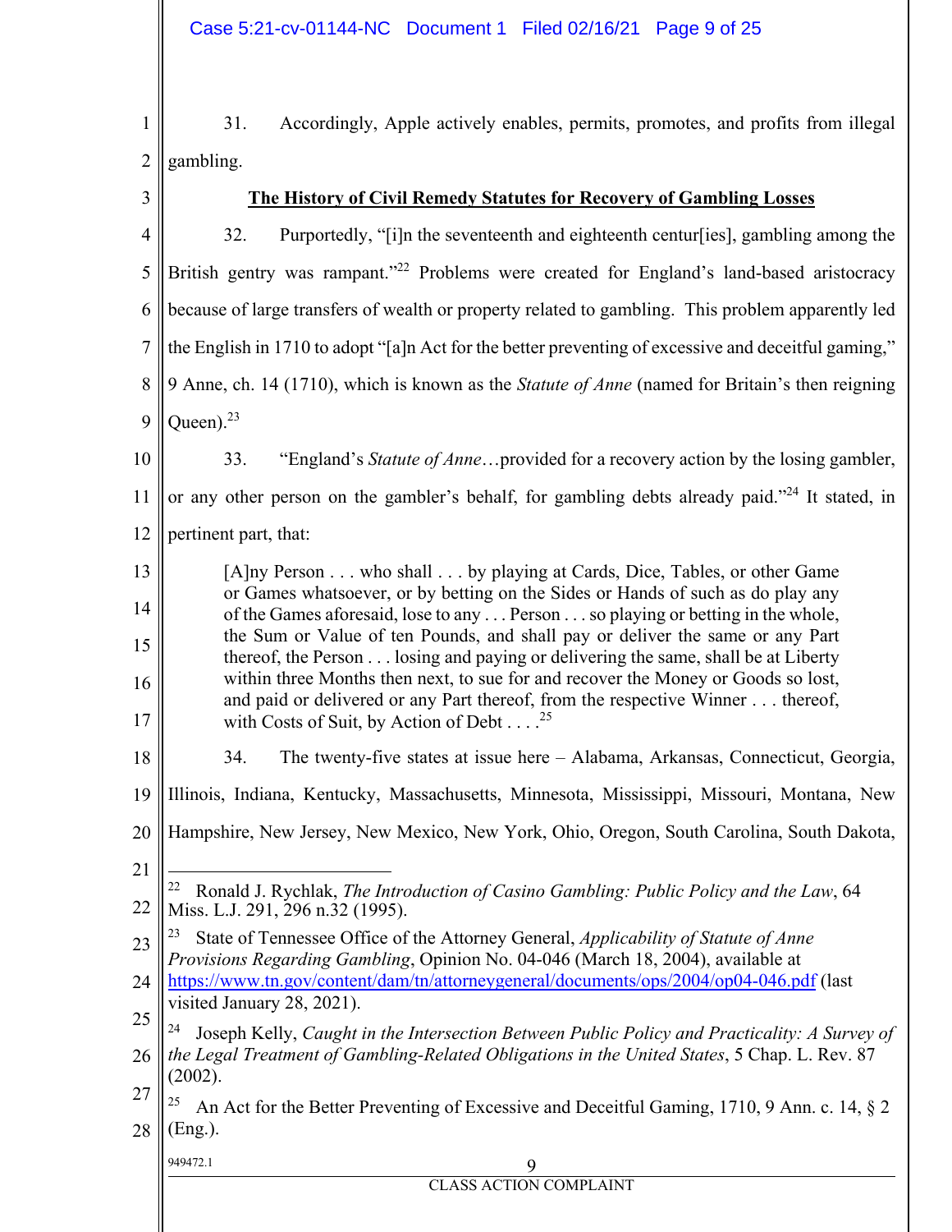31. Accordingly, Apple actively enables, permits, promotes, and profits from illegal gambling.

## The History of Civil Remedy Statutes for Recovery of Gambling Losses

32. Purportedly, "[i]n the seventeenth and eighteenth centur[ies], gambling among the British gentry was rampant."[22] Problems were created for England's land-based aristocracy because of large transfers of wealth or property related to gambling. This problem apparently led the English in 1710 to adopt "[a]n Act for the better preventing of excessive and deceitful gaming," 9 Anne, ch. 14 (1710), which is known as the *Statute of Anne* (named for Britain's then reigning Queen).[23]

33. "England's *Statute of Anne*…provided for a recovery action by the losing gambler, or any other person on the gambler's behalf, for gambling debts already paid."[24] It stated, in pertinent part, that:

> [A]ny Person . . . who shall . . . by playing at Cards, Dice, Tables, or other Game or Games whatsoever, or by betting on the Sides or Hands of such as do play any of the Games aforesaid, lose to any . . . Person . . . so playing or betting in the whole, the Sum or Value of ten Pounds, and shall pay or deliver the same or any Part thereof, the Person . . . losing and paying or delivering the same, shall be at Liberty within three Months then next, to sue for and recover the Money or Goods so lost, and paid or delivered or any Part thereof, from the respective Winner . . . thereof, with Costs of Suit, by Action of Debt . . . .[25]

34. The twenty-five states at issue here – Alabama, Arkansas, Connecticut, Georgia, Illinois, Indiana, Kentucky, Massachusetts, Minnesota, Mississippi, Missouri, Montana, New Hampshire, New Jersey, New Mexico, New York, Ohio, Oregon, South Carolina, South Dakota,

---

[22] Ronald J. Rychlak, *The Introduction of Casino Gambling: Public Policy and the Law*, 64 Miss. L.J. 291, 296 n.32 (1995).

[23] State of Tennessee Office of the Attorney General, *Applicability of Statute of Anne Provisions Regarding Gambling*, Opinion No. 04-046 (March 18, 2004), available at https://www.tn.gov/content/dam/tn/attorneygeneral/documents/ops/2004/op04-046.pdf (last visited January 28, 2021).

[24] Joseph Kelly, *Caught in the Intersection Between Public Policy and Practicality: A Survey of the Legal Treatment of Gambling-Related Obligations in the United States*, 5 Chap. L. Rev. 87 (2002).

[25] An Act for the Better Preventing of Excessive and Deceitful Gaming, 1710, 9 Ann. c. 14, § 2 (Eng.).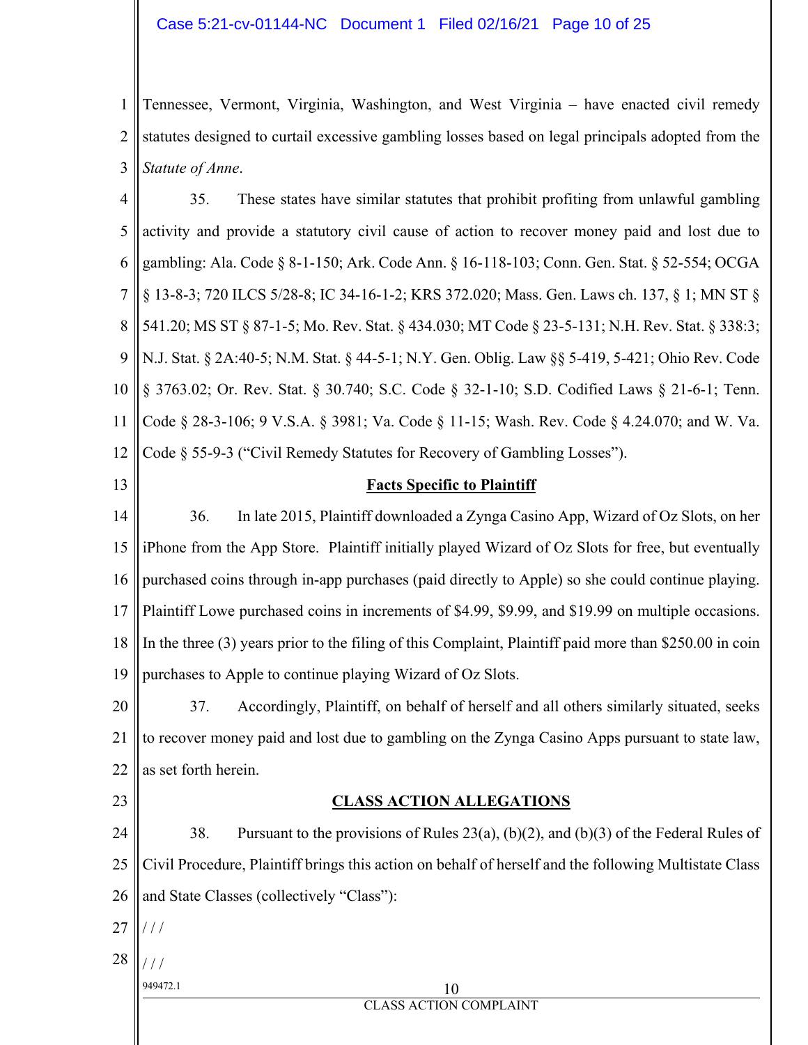Tennessee, Vermont, Virginia, Washington, and West Virginia – have enacted civil remedy statutes designed to curtail excessive gambling losses based on legal principals adopted from the *Statute of Anne*.

35. These states have similar statutes that prohibit profiting from unlawful gambling activity and provide a statutory civil cause of action to recover money paid and lost due to gambling: Ala. Code § 8-1-150; Ark. Code Ann. § 16-118-103; Conn. Gen. Stat. § 52-554; OCGA § 13-8-3; 720 ILCS 5/28-8; IC 34-16-1-2; KRS 372.020; Mass. Gen. Laws ch. 137, § 1; MN ST § 541.20; MS ST § 87-1-5; Mo. Rev. Stat. § 434.030; MT Code § 23-5-131; N.H. Rev. Stat. § 338:3; N.J. Stat. § 2A:40-5; N.M. Stat. § 44-5-1; N.Y. Gen. Oblig. Law §§ 5-419, 5-421; Ohio Rev. Code § 3763.02; Or. Rev. Stat. § 30.740; S.C. Code § 32-1-10; S.D. Codified Laws § 21-6-1; Tenn. Code § 28-3-106; 9 V.S.A. § 3981; Va. Code § 11-15; Wash. Rev. Code § 4.24.070; and W. Va. Code § 55-9-3 ("Civil Remedy Statutes for Recovery of Gambling Losses").

## Facts Specific to Plaintiff

36. In late 2015, Plaintiff downloaded a Zynga Casino App, Wizard of Oz Slots, on her iPhone from the App Store. Plaintiff initially played Wizard of Oz Slots for free, but eventually purchased coins through in-app purchases (paid directly to Apple) so she could continue playing. Plaintiff Lowe purchased coins in increments of $4.99, $9.99, and $19.99 on multiple occasions. In the three (3) years prior to the filing of this Complaint, Plaintiff paid more than $250.00 in coin purchases to Apple to continue playing Wizard of Oz Slots.

37. Accordingly, Plaintiff, on behalf of herself and all others similarly situated, seeks to recover money paid and lost due to gambling on the Zynga Casino Apps pursuant to state law, as set forth herein.

## CLASS ACTION ALLEGATIONS

38. Pursuant to the provisions of Rules 23(a), (b)(2), and (b)(3) of the Federal Rules of Civil Procedure, Plaintiff brings this action on behalf of herself and the following Multistate Class and State Classes (collectively "Class"):

/ / /

/ / /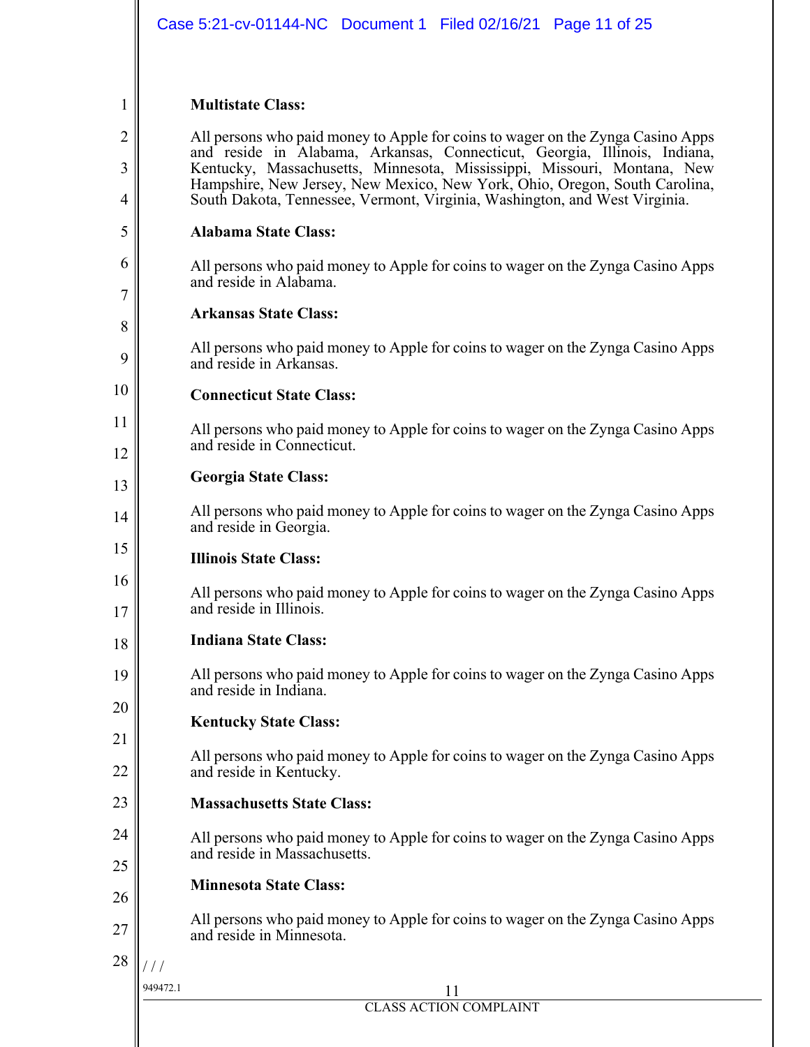**Multistate Class:**

All persons who paid money to Apple for coins to wager on the Zynga Casino Apps and reside in Alabama, Arkansas, Connecticut, Georgia, Illinois, Indiana, Kentucky, Massachusetts, Minnesota, Mississippi, Missouri, Montana, New Hampshire, New Jersey, New Mexico, New York, Ohio, Oregon, South Carolina, South Dakota, Tennessee, Vermont, Virginia, Washington, and West Virginia.

**Alabama State Class:**

All persons who paid money to Apple for coins to wager on the Zynga Casino Apps and reside in Alabama.

**Arkansas State Class:**

All persons who paid money to Apple for coins to wager on the Zynga Casino Apps and reside in Arkansas.

**Connecticut State Class:**

All persons who paid money to Apple for coins to wager on the Zynga Casino Apps and reside in Connecticut.

**Georgia State Class:**

All persons who paid money to Apple for coins to wager on the Zynga Casino Apps and reside in Georgia.

**Illinois State Class:**

All persons who paid money to Apple for coins to wager on the Zynga Casino Apps and reside in Illinois.

**Indiana State Class:**

All persons who paid money to Apple for coins to wager on the Zynga Casino Apps and reside in Indiana.

**Kentucky State Class:**

All persons who paid money to Apple for coins to wager on the Zynga Casino Apps and reside in Kentucky.

**Massachusetts State Class:**

All persons who paid money to Apple for coins to wager on the Zynga Casino Apps and reside in Massachusetts.

**Minnesota State Class:**

All persons who paid money to Apple for coins to wager on the Zynga Casino Apps and reside in Minnesota.

/ / /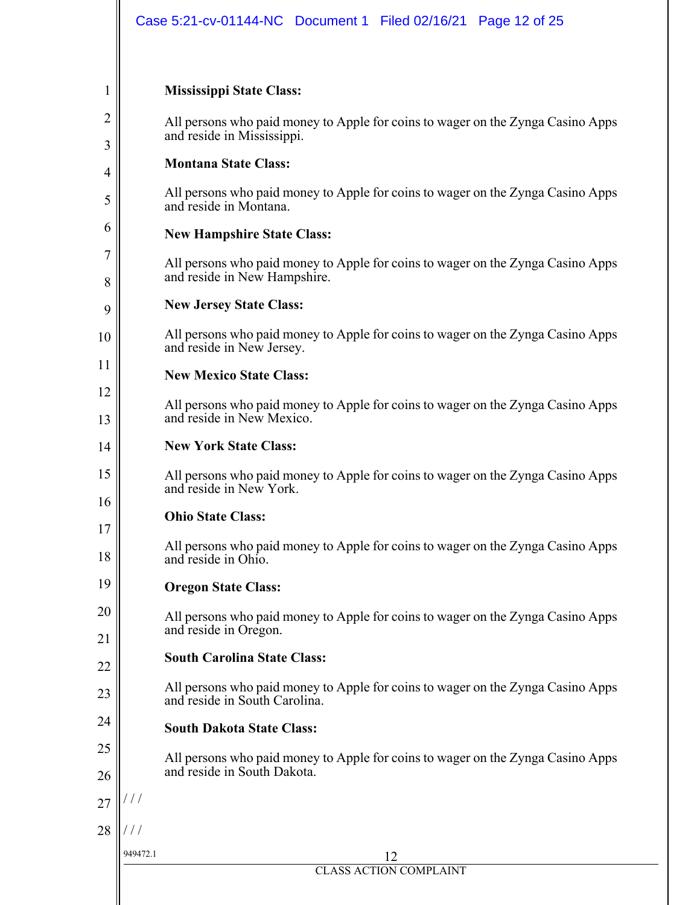**Mississippi State Class:**

All persons who paid money to Apple for coins to wager on the Zynga Casino Apps and reside in Mississippi.

**Montana State Class:**

All persons who paid money to Apple for coins to wager on the Zynga Casino Apps and reside in Montana.

**New Hampshire State Class:**

All persons who paid money to Apple for coins to wager on the Zynga Casino Apps and reside in New Hampshire.

**New Jersey State Class:**

All persons who paid money to Apple for coins to wager on the Zynga Casino Apps and reside in New Jersey.

**New Mexico State Class:**

All persons who paid money to Apple for coins to wager on the Zynga Casino Apps and reside in New Mexico.

**New York State Class:**

All persons who paid money to Apple for coins to wager on the Zynga Casino Apps and reside in New York.

**Ohio State Class:**

All persons who paid money to Apple for coins to wager on the Zynga Casino Apps and reside in Ohio.

**Oregon State Class:**

All persons who paid money to Apple for coins to wager on the Zynga Casino Apps and reside in Oregon.

**South Carolina State Class:**

All persons who paid money to Apple for coins to wager on the Zynga Casino Apps and reside in South Carolina.

**South Dakota State Class:**

All persons who paid money to Apple for coins to wager on the Zynga Casino Apps and reside in South Dakota.

/ / /

/ / /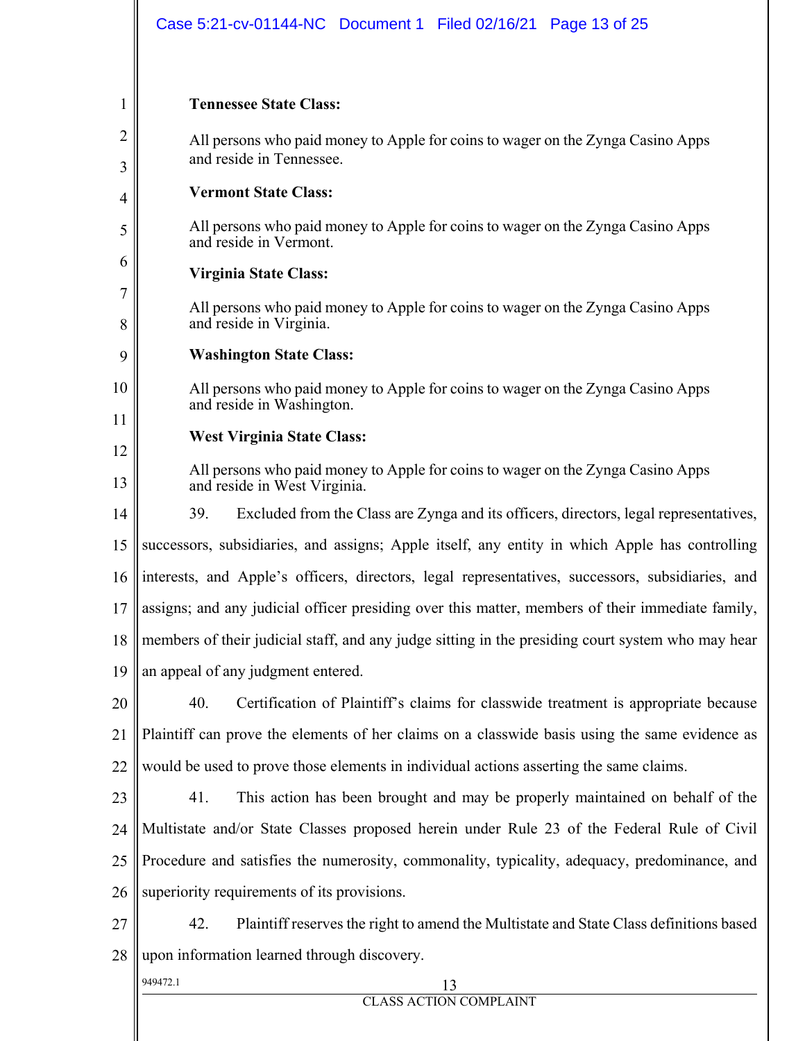**Tennessee State Class:**

All persons who paid money to Apple for coins to wager on the Zynga Casino Apps and reside in Tennessee.

**Vermont State Class:**

All persons who paid money to Apple for coins to wager on the Zynga Casino Apps and reside in Vermont.

**Virginia State Class:**

All persons who paid money to Apple for coins to wager on the Zynga Casino Apps and reside in Virginia.

**Washington State Class:**

All persons who paid money to Apple for coins to wager on the Zynga Casino Apps and reside in Washington.

**West Virginia State Class:**

All persons who paid money to Apple for coins to wager on the Zynga Casino Apps and reside in West Virginia.

39. Excluded from the Class are Zynga and its officers, directors, legal representatives, successors, subsidiaries, and assigns; Apple itself, any entity in which Apple has controlling interests, and Apple's officers, directors, legal representatives, successors, subsidiaries, and assigns; and any judicial officer presiding over this matter, members of their immediate family, members of their judicial staff, and any judge sitting in the presiding court system who may hear an appeal of any judgment entered.

40. Certification of Plaintiff's claims for classwide treatment is appropriate because Plaintiff can prove the elements of her claims on a classwide basis using the same evidence as would be used to prove those elements in individual actions asserting the same claims.

41. This action has been brought and may be properly maintained on behalf of the Multistate and/or State Classes proposed herein under Rule 23 of the Federal Rule of Civil Procedure and satisfies the numerosity, commonality, typicality, adequacy, predominance, and superiority requirements of its provisions.

42. Plaintiff reserves the right to amend the Multistate and State Class definitions based upon information learned through discovery.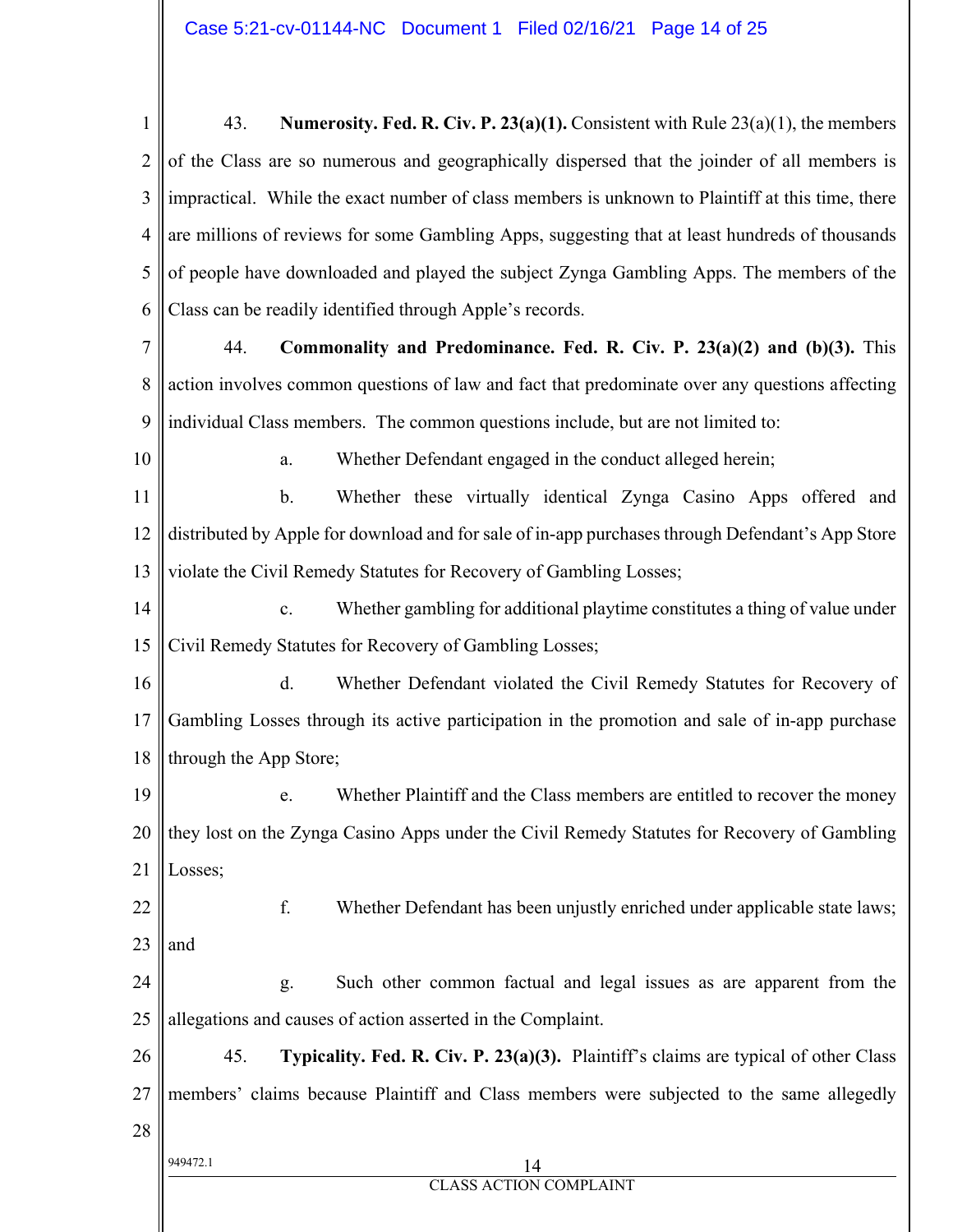43. **Numerosity. Fed. R. Civ. P. 23(a)(1).** Consistent with Rule 23(a)(1), the members of the Class are so numerous and geographically dispersed that the joinder of all members is impractical. While the exact number of class members is unknown to Plaintiff at this time, there are millions of reviews for some Gambling Apps, suggesting that at least hundreds of thousands of people have downloaded and played the subject Zynga Gambling Apps. The members of the Class can be readily identified through Apple's records.

44. **Commonality and Predominance. Fed. R. Civ. P. 23(a)(2) and (b)(3).** This action involves common questions of law and fact that predominate over any questions affecting individual Class members. The common questions include, but are not limited to:

a. Whether Defendant engaged in the conduct alleged herein;

b. Whether these virtually identical Zynga Casino Apps offered and distributed by Apple for download and for sale of in-app purchases through Defendant's App Store violate the Civil Remedy Statutes for Recovery of Gambling Losses;

c. Whether gambling for additional playtime constitutes a thing of value under Civil Remedy Statutes for Recovery of Gambling Losses;

d. Whether Defendant violated the Civil Remedy Statutes for Recovery of Gambling Losses through its active participation in the promotion and sale of in-app purchase through the App Store;

e. Whether Plaintiff and the Class members are entitled to recover the money they lost on the Zynga Casino Apps under the Civil Remedy Statutes for Recovery of Gambling Losses;

f. Whether Defendant has been unjustly enriched under applicable state laws; and

g. Such other common factual and legal issues as are apparent from the allegations and causes of action asserted in the Complaint.

45. **Typicality. Fed. R. Civ. P. 23(a)(3).** Plaintiff's claims are typical of other Class members' claims because Plaintiff and Class members were subjected to the same allegedly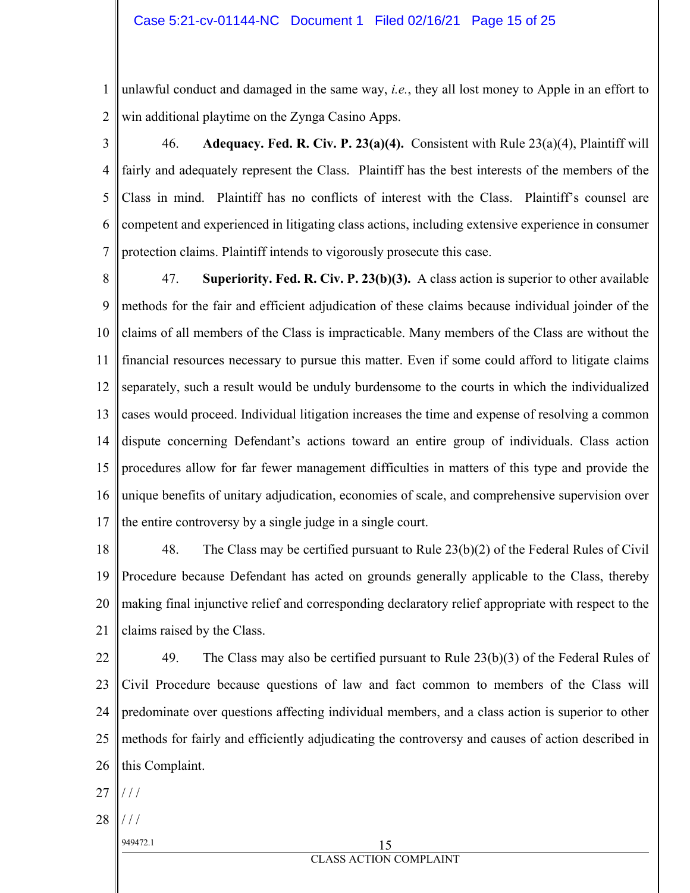unlawful conduct and damaged in the same way, *i.e.*, they all lost money to Apple in an effort to win additional playtime on the Zynga Casino Apps.

46. **Adequacy. Fed. R. Civ. P. 23(a)(4).** Consistent with Rule 23(a)(4), Plaintiff will fairly and adequately represent the Class. Plaintiff has the best interests of the members of the Class in mind. Plaintiff has no conflicts of interest with the Class. Plaintiff's counsel are competent and experienced in litigating class actions, including extensive experience in consumer protection claims. Plaintiff intends to vigorously prosecute this case.

47. **Superiority. Fed. R. Civ. P. 23(b)(3).** A class action is superior to other available methods for the fair and efficient adjudication of these claims because individual joinder of the claims of all members of the Class is impracticable. Many members of the Class are without the financial resources necessary to pursue this matter. Even if some could afford to litigate claims separately, such a result would be unduly burdensome to the courts in which the individualized cases would proceed. Individual litigation increases the time and expense of resolving a common dispute concerning Defendant's actions toward an entire group of individuals. Class action procedures allow for far fewer management difficulties in matters of this type and provide the unique benefits of unitary adjudication, economies of scale, and comprehensive supervision over the entire controversy by a single judge in a single court.

48. The Class may be certified pursuant to Rule 23(b)(2) of the Federal Rules of Civil Procedure because Defendant has acted on grounds generally applicable to the Class, thereby making final injunctive relief and corresponding declaratory relief appropriate with respect to the claims raised by the Class.

49. The Class may also be certified pursuant to Rule 23(b)(3) of the Federal Rules of Civil Procedure because questions of law and fact common to members of the Class will predominate over questions affecting individual members, and a class action is superior to other methods for fairly and efficiently adjudicating the controversy and causes of action described in this Complaint.

/ / /

/ / /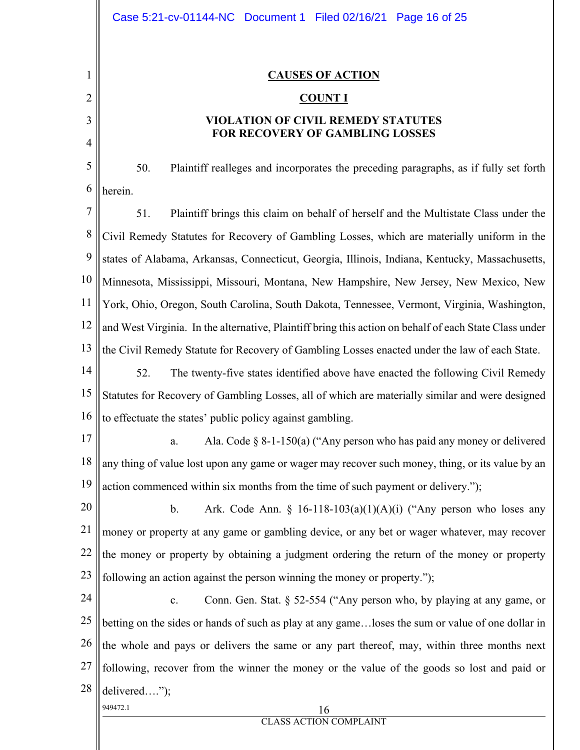## CAUSES OF ACTION

## COUNT I

### VIOLATION OF CIVIL REMEDY STATUTES FOR RECOVERY OF GAMBLING LOSSES

50. Plaintiff realleges and incorporates the preceding paragraphs, as if fully set forth herein.

51. Plaintiff brings this claim on behalf of herself and the Multistate Class under the Civil Remedy Statutes for Recovery of Gambling Losses, which are materially uniform in the states of Alabama, Arkansas, Connecticut, Georgia, Illinois, Indiana, Kentucky, Massachusetts, Minnesota, Mississippi, Missouri, Montana, New Hampshire, New Jersey, New Mexico, New York, Ohio, Oregon, South Carolina, South Dakota, Tennessee, Vermont, Virginia, Washington, and West Virginia. In the alternative, Plaintiff bring this action on behalf of each State Class under the Civil Remedy Statute for Recovery of Gambling Losses enacted under the law of each State.

52. The twenty-five states identified above have enacted the following Civil Remedy Statutes for Recovery of Gambling Losses, all of which are materially similar and were designed to effectuate the states' public policy against gambling.

a. Ala. Code § 8-1-150(a) ("Any person who has paid any money or delivered any thing of value lost upon any game or wager may recover such money, thing, or its value by an action commenced within six months from the time of such payment or delivery.");

b. Ark. Code Ann. § 16-118-103(a)(1)(A)(i) ("Any person who loses any money or property at any game or gambling device, or any bet or wager whatever, may recover the money or property by obtaining a judgment ordering the return of the money or property following an action against the person winning the money or property.");

c. Conn. Gen. Stat. § 52-554 ("Any person who, by playing at any game, or betting on the sides or hands of such as play at any game…loses the sum or value of one dollar in the whole and pays or delivers the same or any part thereof, may, within three months next following, recover from the winner the money or the value of the goods so lost and paid or delivered….");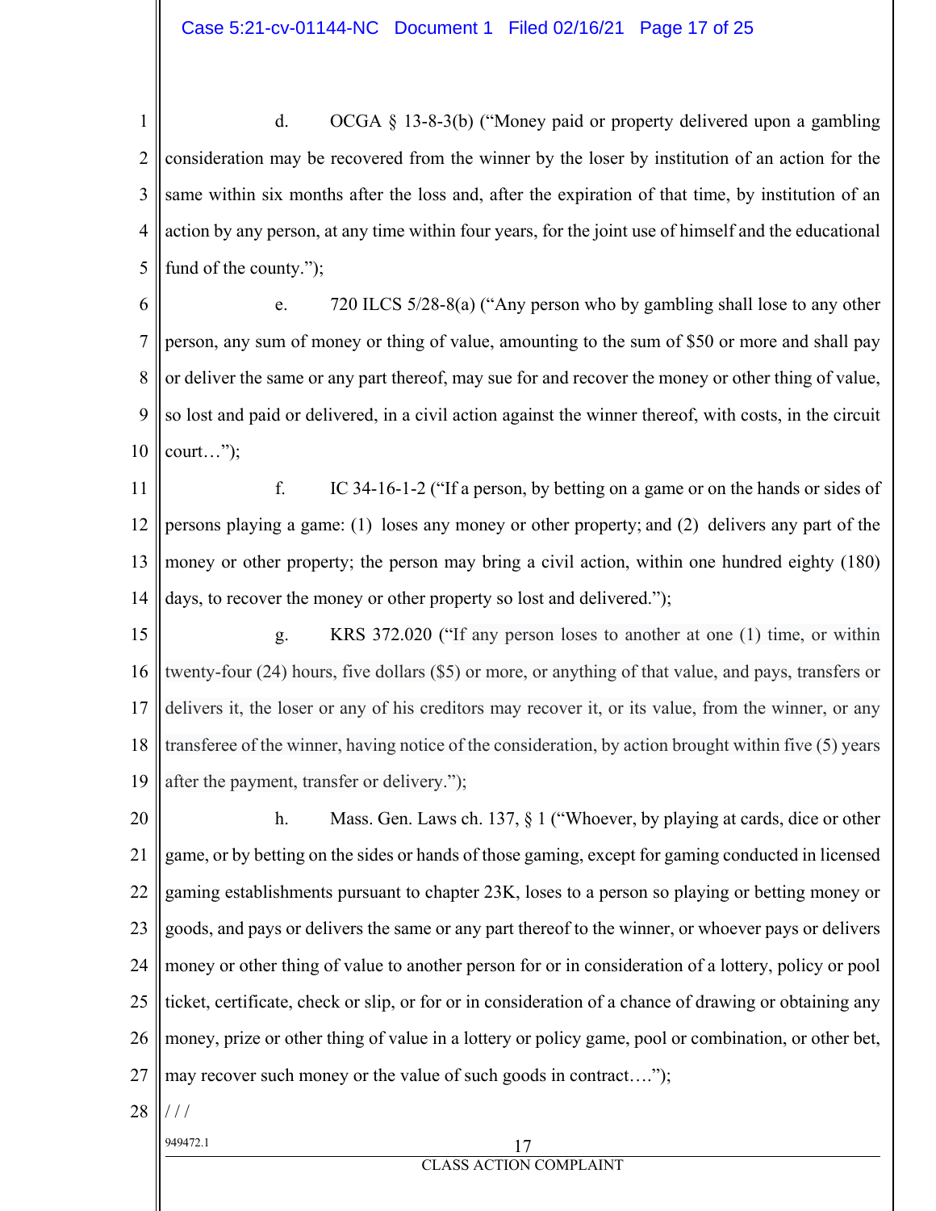d. OCGA § 13-8-3(b) ("Money paid or property delivered upon a gambling consideration may be recovered from the winner by the loser by institution of an action for the same within six months after the loss and, after the expiration of that time, by institution of an action by any person, at any time within four years, for the joint use of himself and the educational fund of the county.");

e. 720 ILCS 5/28-8(a) ("Any person who by gambling shall lose to any other person, any sum of money or thing of value, amounting to the sum of $50 or more and shall pay or deliver the same or any part thereof, may sue for and recover the money or other thing of value, so lost and paid or delivered, in a civil action against the winner thereof, with costs, in the circuit court…");

f. IC 34-16-1-2 ("If a person, by betting on a game or on the hands or sides of persons playing a game: (1) loses any money or other property; and (2) delivers any part of the money or other property; the person may bring a civil action, within one hundred eighty (180) days, to recover the money or other property so lost and delivered.");

g. KRS 372.020 ("If any person loses to another at one (1) time, or within twenty-four (24) hours, five dollars ($5) or more, or anything of that value, and pays, transfers or delivers it, the loser or any of his creditors may recover it, or its value, from the winner, or any transferee of the winner, having notice of the consideration, by action brought within five (5) years after the payment, transfer or delivery.");

h. Mass. Gen. Laws ch. 137, § 1 ("Whoever, by playing at cards, dice or other game, or by betting on the sides or hands of those gaming, except for gaming conducted in licensed gaming establishments pursuant to chapter 23K, loses to a person so playing or betting money or goods, and pays or delivers the same or any part thereof to the winner, or whoever pays or delivers money or other thing of value to another person for or in consideration of a lottery, policy or pool ticket, certificate, check or slip, or for or in consideration of a chance of drawing or obtaining any money, prize or other thing of value in a lottery or policy game, pool or combination, or other bet, may recover such money or the value of such goods in contract….");

/ / /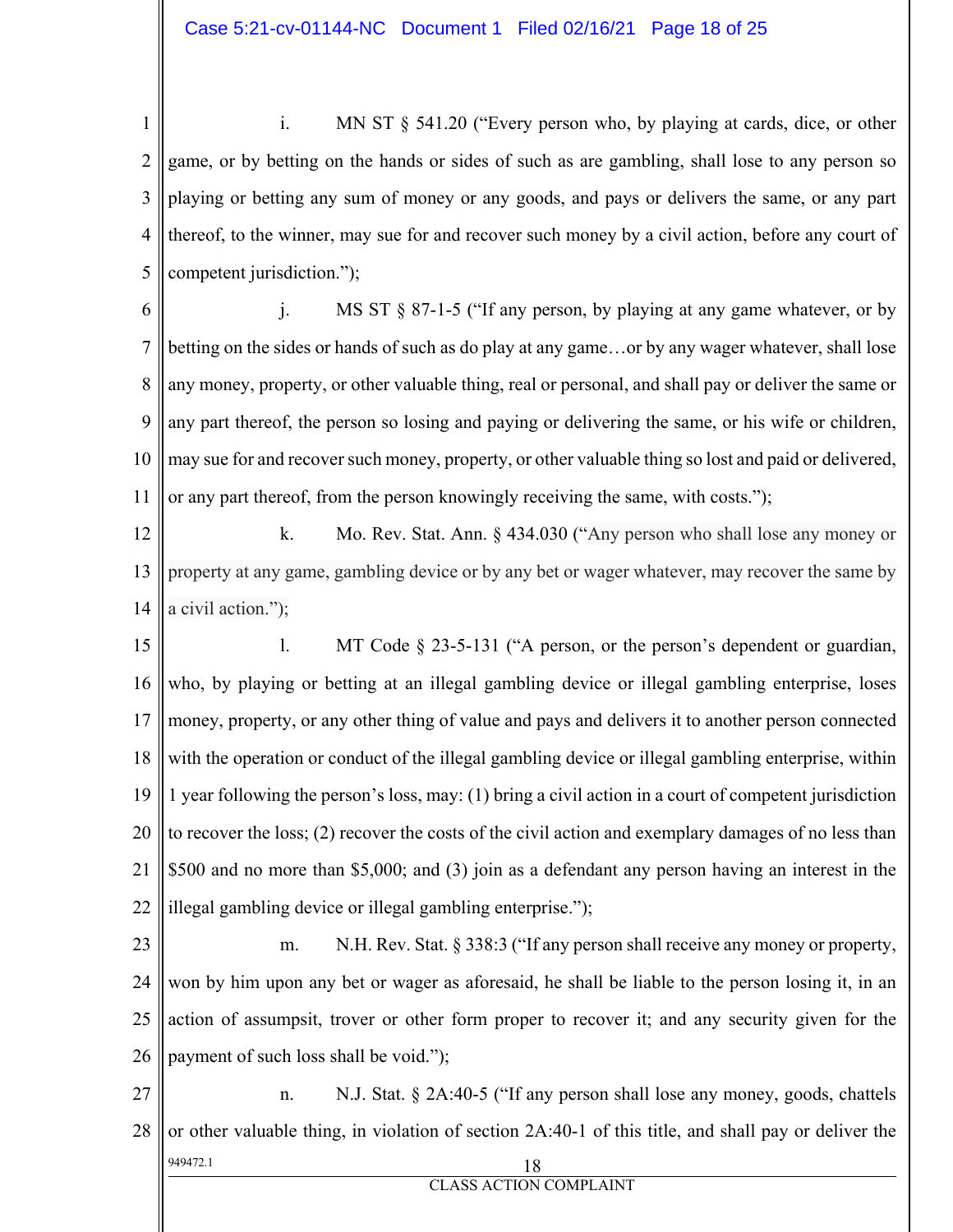i. MN ST § 541.20 ("Every person who, by playing at cards, dice, or other game, or by betting on the hands or sides of such as are gambling, shall lose to any person so playing or betting any sum of money or any goods, and pays or delivers the same, or any part thereof, to the winner, may sue for and recover such money by a civil action, before any court of competent jurisdiction.");

j. MS ST § 87-1-5 ("If any person, by playing at any game whatever, or by betting on the sides or hands of such as do play at any game…or by any wager whatever, shall lose any money, property, or other valuable thing, real or personal, and shall pay or deliver the same or any part thereof, the person so losing and paying or delivering the same, or his wife or children, may sue for and recover such money, property, or other valuable thing so lost and paid or delivered, or any part thereof, from the person knowingly receiving the same, with costs.");

k. Mo. Rev. Stat. Ann. § 434.030 ("Any person who shall lose any money or property at any game, gambling device or by any bet or wager whatever, may recover the same by a civil action.");

l. MT Code § 23-5-131 ("A person, or the person's dependent or guardian, who, by playing or betting at an illegal gambling device or illegal gambling enterprise, loses money, property, or any other thing of value and pays and delivers it to another person connected with the operation or conduct of the illegal gambling device or illegal gambling enterprise, within 1 year following the person's loss, may: (1) bring a civil action in a court of competent jurisdiction to recover the loss; (2) recover the costs of the civil action and exemplary damages of no less than $500 and no more than $5,000; and (3) join as a defendant any person having an interest in the illegal gambling device or illegal gambling enterprise.");

m. N.H. Rev. Stat. § 338:3 ("If any person shall receive any money or property, won by him upon any bet or wager as aforesaid, he shall be liable to the person losing it, in an action of assumpsit, trover or other form proper to recover it; and any security given for the payment of such loss shall be void.");

n. N.J. Stat. § 2A:40-5 ("If any person shall lose any money, goods, chattels or other valuable thing, in violation of section 2A:40-1 of this title, and shall pay or deliver the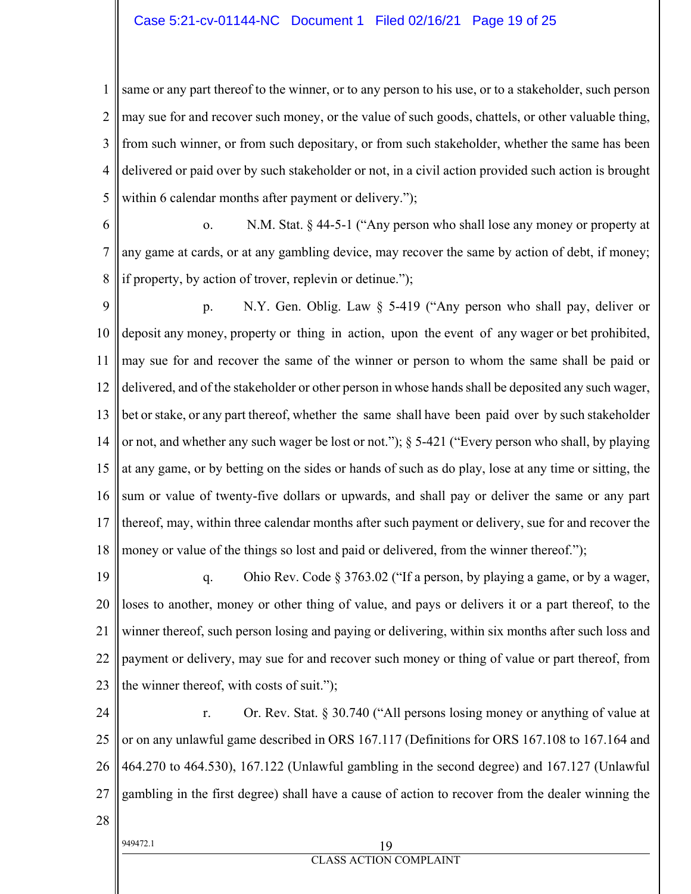same or any part thereof to the winner, or to any person to his use, or to a stakeholder, such person may sue for and recover such money, or the value of such goods, chattels, or other valuable thing, from such winner, or from such depositary, or from such stakeholder, whether the same has been delivered or paid over by such stakeholder or not, in a civil action provided such action is brought within 6 calendar months after payment or delivery.");

o. N.M. Stat. § 44-5-1 ("Any person who shall lose any money or property at any game at cards, or at any gambling device, may recover the same by action of debt, if money; if property, by action of trover, replevin or detinue.");

p. N.Y. Gen. Oblig. Law § 5-419 ("Any person who shall pay, deliver or deposit any money, property or thing in action, upon the event of any wager or bet prohibited, may sue for and recover the same of the winner or person to whom the same shall be paid or delivered, and of the stakeholder or other person in whose hands shall be deposited any such wager, bet or stake, or any part thereof, whether the same shall have been paid over by such stakeholder or not, and whether any such wager be lost or not."); § 5-421 ("Every person who shall, by playing at any game, or by betting on the sides or hands of such as do play, lose at any time or sitting, the sum or value of twenty-five dollars or upwards, and shall pay or deliver the same or any part thereof, may, within three calendar months after such payment or delivery, sue for and recover the money or value of the things so lost and paid or delivered, from the winner thereof.");

q. Ohio Rev. Code § 3763.02 ("If a person, by playing a game, or by a wager, loses to another, money or other thing of value, and pays or delivers it or a part thereof, to the winner thereof, such person losing and paying or delivering, within six months after such loss and payment or delivery, may sue for and recover such money or thing of value or part thereof, from the winner thereof, with costs of suit.");

r. Or. Rev. Stat. § 30.740 ("All persons losing money or anything of value at or on any unlawful game described in ORS 167.117 (Definitions for ORS 167.108 to 167.164 and 464.270 to 464.530), 167.122 (Unlawful gambling in the second degree) and 167.127 (Unlawful gambling in the first degree) shall have a cause of action to recover from the dealer winning the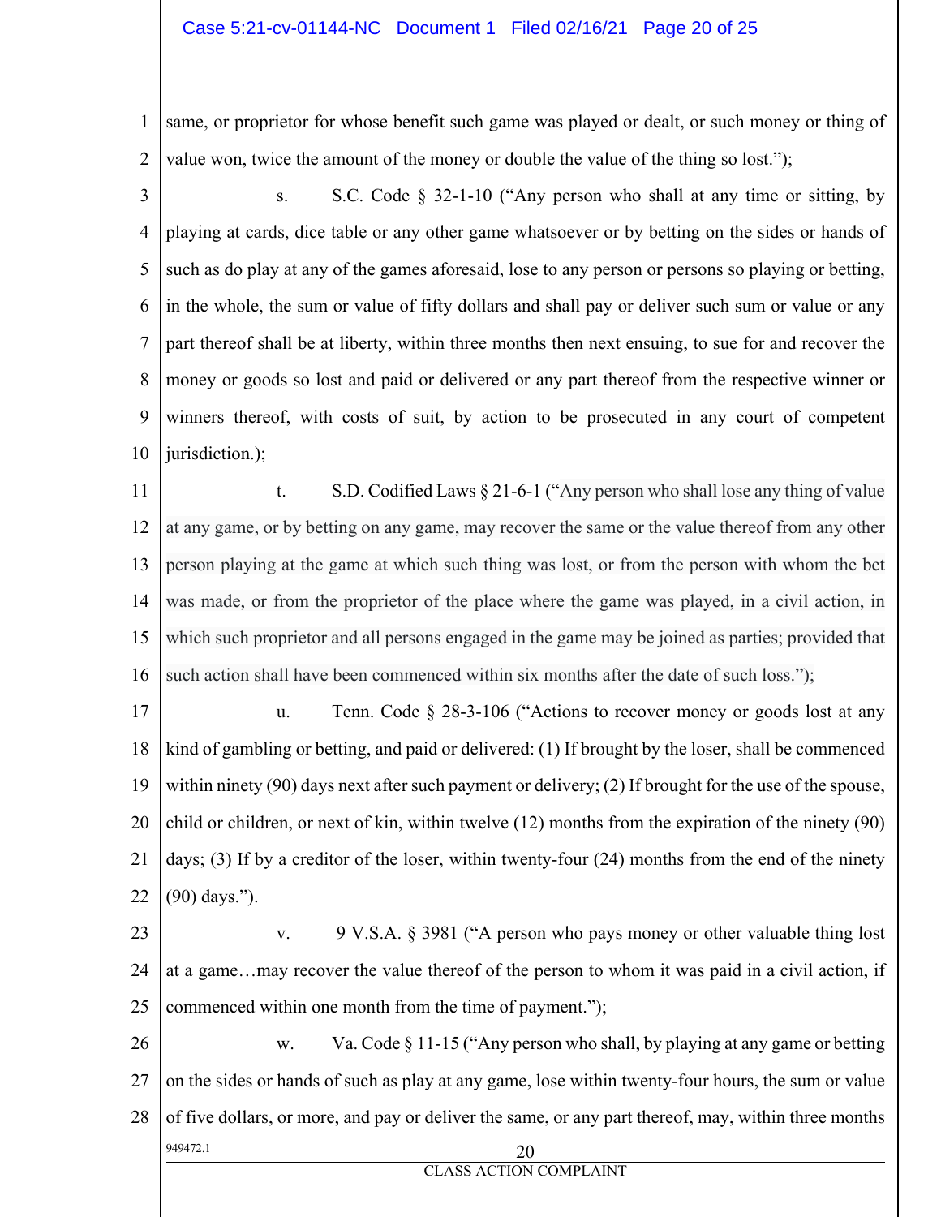same, or proprietor for whose benefit such game was played or dealt, or such money or thing of value won, twice the amount of the money or double the value of the thing so lost.");

s. S.C. Code § 32-1-10 ("Any person who shall at any time or sitting, by playing at cards, dice table or any other game whatsoever or by betting on the sides or hands of such as do play at any of the games aforesaid, lose to any person or persons so playing or betting, in the whole, the sum or value of fifty dollars and shall pay or deliver such sum or value or any part thereof shall be at liberty, within three months then next ensuing, to sue for and recover the money or goods so lost and paid or delivered or any part thereof from the respective winner or winners thereof, with costs of suit, by action to be prosecuted in any court of competent jurisdiction.);

t. S.D. Codified Laws § 21-6-1 ("Any person who shall lose any thing of value at any game, or by betting on any game, may recover the same or the value thereof from any other person playing at the game at which such thing was lost, or from the person with whom the bet was made, or from the proprietor of the place where the game was played, in a civil action, in which such proprietor and all persons engaged in the game may be joined as parties; provided that such action shall have been commenced within six months after the date of such loss.");

u. Tenn. Code § 28-3-106 ("Actions to recover money or goods lost at any kind of gambling or betting, and paid or delivered: (1) If brought by the loser, shall be commenced within ninety (90) days next after such payment or delivery; (2) If brought for the use of the spouse, child or children, or next of kin, within twelve (12) months from the expiration of the ninety (90) days; (3) If by a creditor of the loser, within twenty-four (24) months from the end of the ninety (90) days.").

v. 9 V.S.A. § 3981 ("A person who pays money or other valuable thing lost at a game…may recover the value thereof of the person to whom it was paid in a civil action, if commenced within one month from the time of payment.");

w. Va. Code § 11-15 ("Any person who shall, by playing at any game or betting on the sides or hands of such as play at any game, lose within twenty-four hours, the sum or value of five dollars, or more, and pay or deliver the same, or any part thereof, may, within three months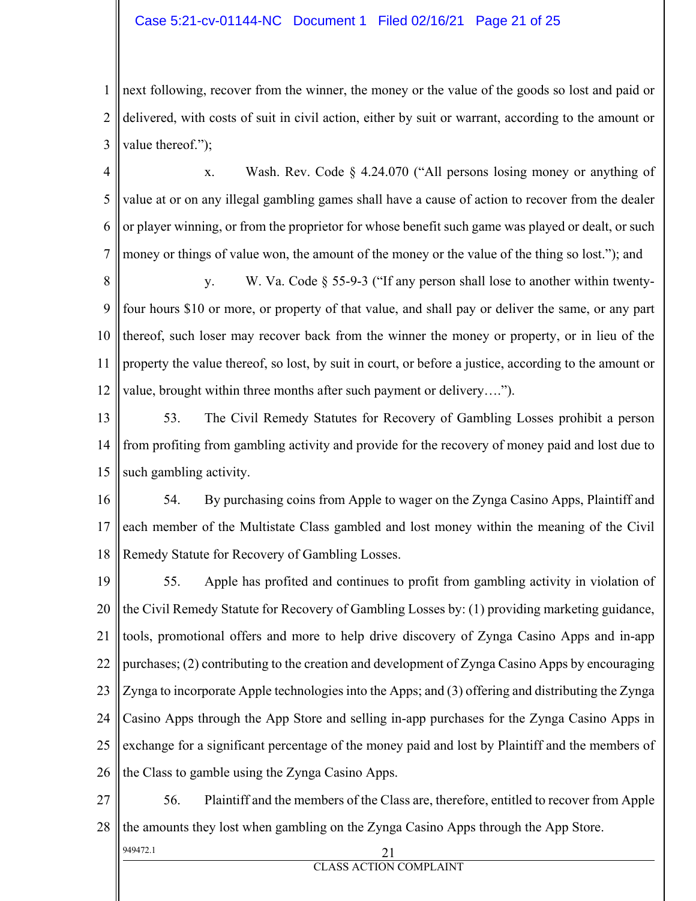next following, recover from the winner, the money or the value of the goods so lost and paid or delivered, with costs of suit in civil action, either by suit or warrant, according to the amount or value thereof.");

x. Wash. Rev. Code § 4.24.070 ("All persons losing money or anything of value at or on any illegal gambling games shall have a cause of action to recover from the dealer or player winning, or from the proprietor for whose benefit such game was played or dealt, or such money or things of value won, the amount of the money or the value of the thing so lost."); and

y. W. Va. Code § 55-9-3 ("If any person shall lose to another within twenty-four hours $10 or more, or property of that value, and shall pay or deliver the same, or any part thereof, such loser may recover back from the winner the money or property, or in lieu of the property the value thereof, so lost, by suit in court, or before a justice, according to the amount or value, brought within three months after such payment or delivery….").

53. The Civil Remedy Statutes for Recovery of Gambling Losses prohibit a person from profiting from gambling activity and provide for the recovery of money paid and lost due to such gambling activity.

54. By purchasing coins from Apple to wager on the Zynga Casino Apps, Plaintiff and each member of the Multistate Class gambled and lost money within the meaning of the Civil Remedy Statute for Recovery of Gambling Losses.

55. Apple has profited and continues to profit from gambling activity in violation of the Civil Remedy Statute for Recovery of Gambling Losses by: (1) providing marketing guidance, tools, promotional offers and more to help drive discovery of Zynga Casino Apps and in-app purchases; (2) contributing to the creation and development of Zynga Casino Apps by encouraging Zynga to incorporate Apple technologies into the Apps; and (3) offering and distributing the Zynga Casino Apps through the App Store and selling in-app purchases for the Zynga Casino Apps in exchange for a significant percentage of the money paid and lost by Plaintiff and the members of the Class to gamble using the Zynga Casino Apps.

56. Plaintiff and the members of the Class are, therefore, entitled to recover from Apple the amounts they lost when gambling on the Zynga Casino Apps through the App Store.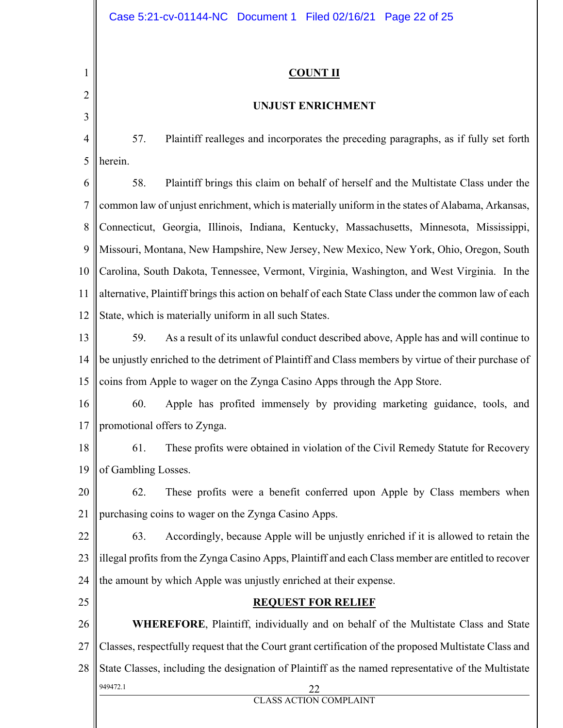## COUNT II

### UNJUST ENRICHMENT

57. Plaintiff realleges and incorporates the preceding paragraphs, as if fully set forth herein.

58. Plaintiff brings this claim on behalf of herself and the Multistate Class under the common law of unjust enrichment, which is materially uniform in the states of Alabama, Arkansas, Connecticut, Georgia, Illinois, Indiana, Kentucky, Massachusetts, Minnesota, Mississippi, Missouri, Montana, New Hampshire, New Jersey, New Mexico, New York, Ohio, Oregon, South Carolina, South Dakota, Tennessee, Vermont, Virginia, Washington, and West Virginia. In the alternative, Plaintiff brings this action on behalf of each State Class under the common law of each State, which is materially uniform in all such States.

59. As a result of its unlawful conduct described above, Apple has and will continue to be unjustly enriched to the detriment of Plaintiff and Class members by virtue of their purchase of coins from Apple to wager on the Zynga Casino Apps through the App Store.

60. Apple has profited immensely by providing marketing guidance, tools, and promotional offers to Zynga.

61. These profits were obtained in violation of the Civil Remedy Statute for Recovery of Gambling Losses.

62. These profits were a benefit conferred upon Apple by Class members when purchasing coins to wager on the Zynga Casino Apps.

63. Accordingly, because Apple will be unjustly enriched if it is allowed to retain the illegal profits from the Zynga Casino Apps, Plaintiff and each Class member are entitled to recover the amount by which Apple was unjustly enriched at their expense.

## REQUEST FOR RELIEF

**WHEREFORE**, Plaintiff, individually and on behalf of the Multistate Class and State Classes, respectfully request that the Court grant certification of the proposed Multistate Class and State Classes, including the designation of Plaintiff as the named representative of the Multistate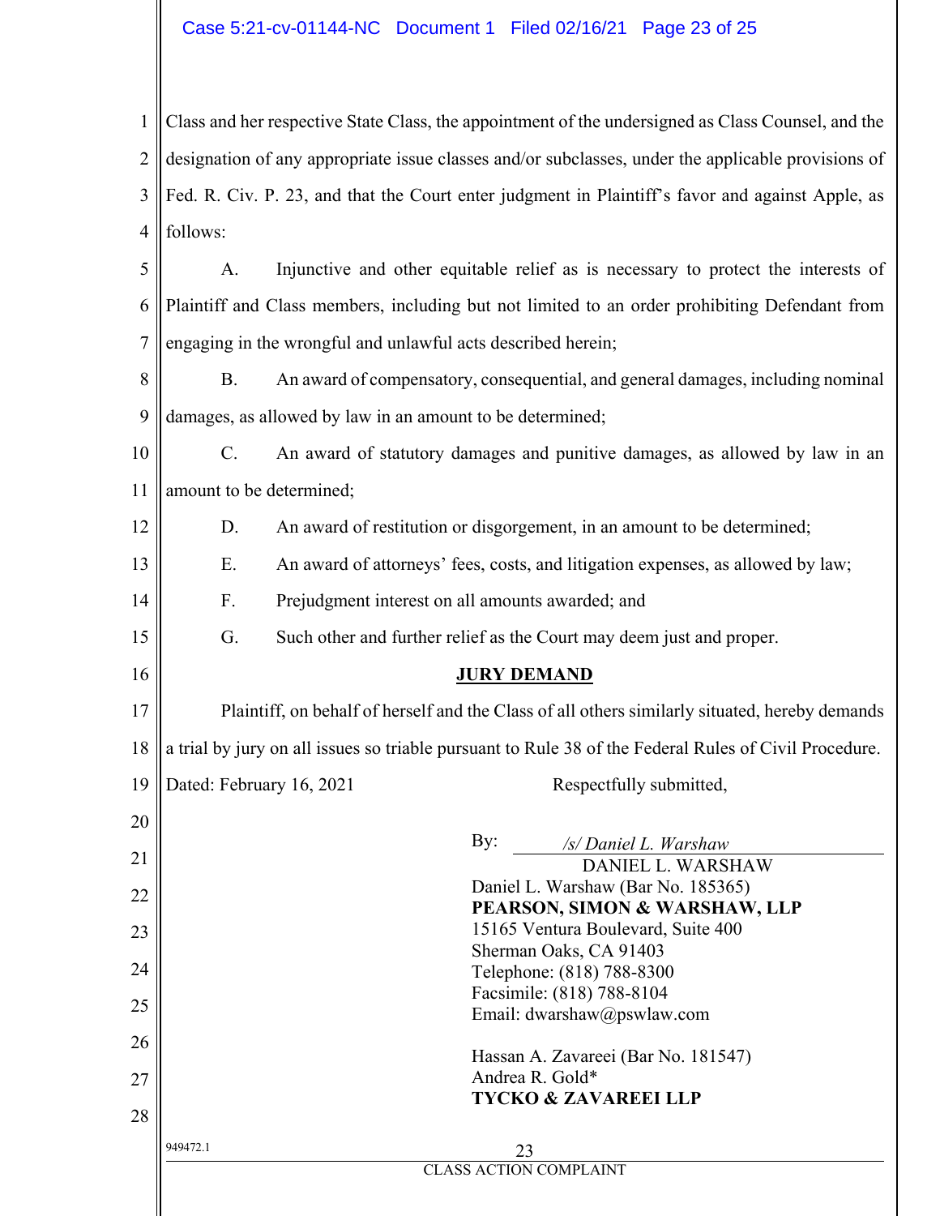Class and her respective State Class, the appointment of the undersigned as Class Counsel, and the designation of any appropriate issue classes and/or subclasses, under the applicable provisions of Fed. R. Civ. P. 23, and that the Court enter judgment in Plaintiff's favor and against Apple, as follows:

A. Injunctive and other equitable relief as is necessary to protect the interests of Plaintiff and Class members, including but not limited to an order prohibiting Defendant from engaging in the wrongful and unlawful acts described herein;

B. An award of compensatory, consequential, and general damages, including nominal damages, as allowed by law in an amount to be determined;

C. An award of statutory damages and punitive damages, as allowed by law in an amount to be determined;

D. An award of restitution or disgorgement, in an amount to be determined;

E. An award of attorneys' fees, costs, and litigation expenses, as allowed by law;

F. Prejudgment interest on all amounts awarded; and

G. Such other and further relief as the Court may deem just and proper.

**JURY DEMAND**

Plaintiff, on behalf of herself and the Class of all others similarly situated, hereby demands a trial by jury on all issues so triable pursuant to Rule 38 of the Federal Rules of Civil Procedure.

Dated: February 16, 2021

Respectfully submitted,

By: */s/ Daniel L. Warshaw*
DANIEL L. WARSHAW

Daniel L. Warshaw (Bar No. 185365)
**PEARSON, SIMON & WARSHAW, LLP**
15165 Ventura Boulevard, Suite 400
Sherman Oaks, CA 91403
Telephone: (818) 788-8300
Facsimile: (818) 788-8104
Email: dwarshaw@pswlaw.com

Hassan A. Zavareei (Bar No. 181547)
Andrea R. Gold*
**TYCKO & ZAVAREEI LLP**

949472.1

CLASS ACTION COMPLAINT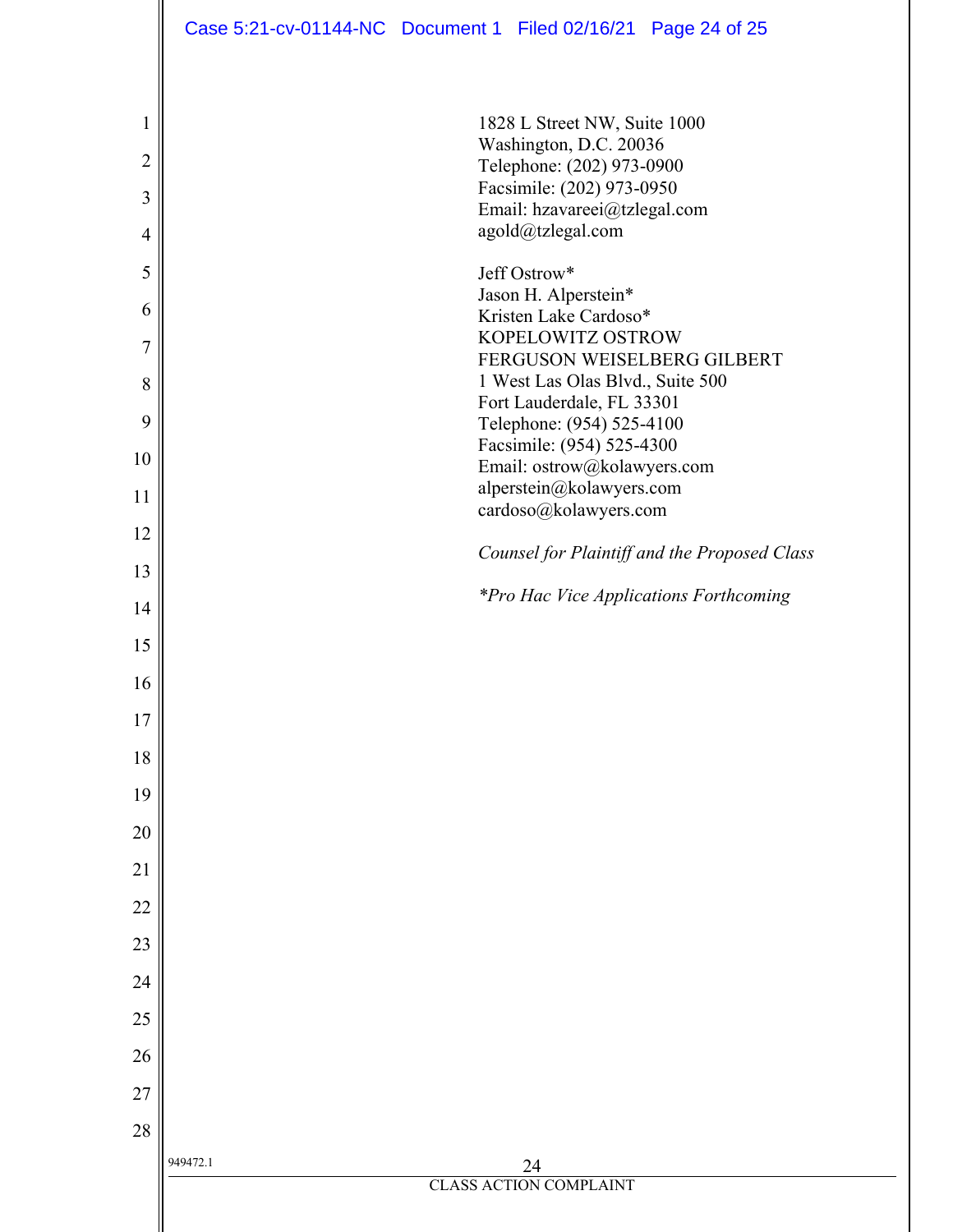1828 L Street NW, Suite 1000
Washington, D.C. 20036
Telephone: (202) 973-0900
Facsimile: (202) 973-0950
Email: hzavareei@tzlegal.com
agold@tzlegal.com

Jeff Ostrow*
Jason H. Alperstein*
Kristen Lake Cardoso*
KOPELOWITZ OSTROW
FERGUSON WEISELBERG GILBERT
1 West Las Olas Blvd., Suite 500
Fort Lauderdale, FL 33301
Telephone: (954) 525-4100
Facsimile: (954) 525-4300
Email: ostrow@kolawyers.com
alperstein@kolawyers.com
cardoso@kolawyers.com

*Counsel for Plaintiff and the Proposed Class*

*\*Pro Hac Vice Applications Forthcoming*

949472.1

CLASS ACTION COMPLAINT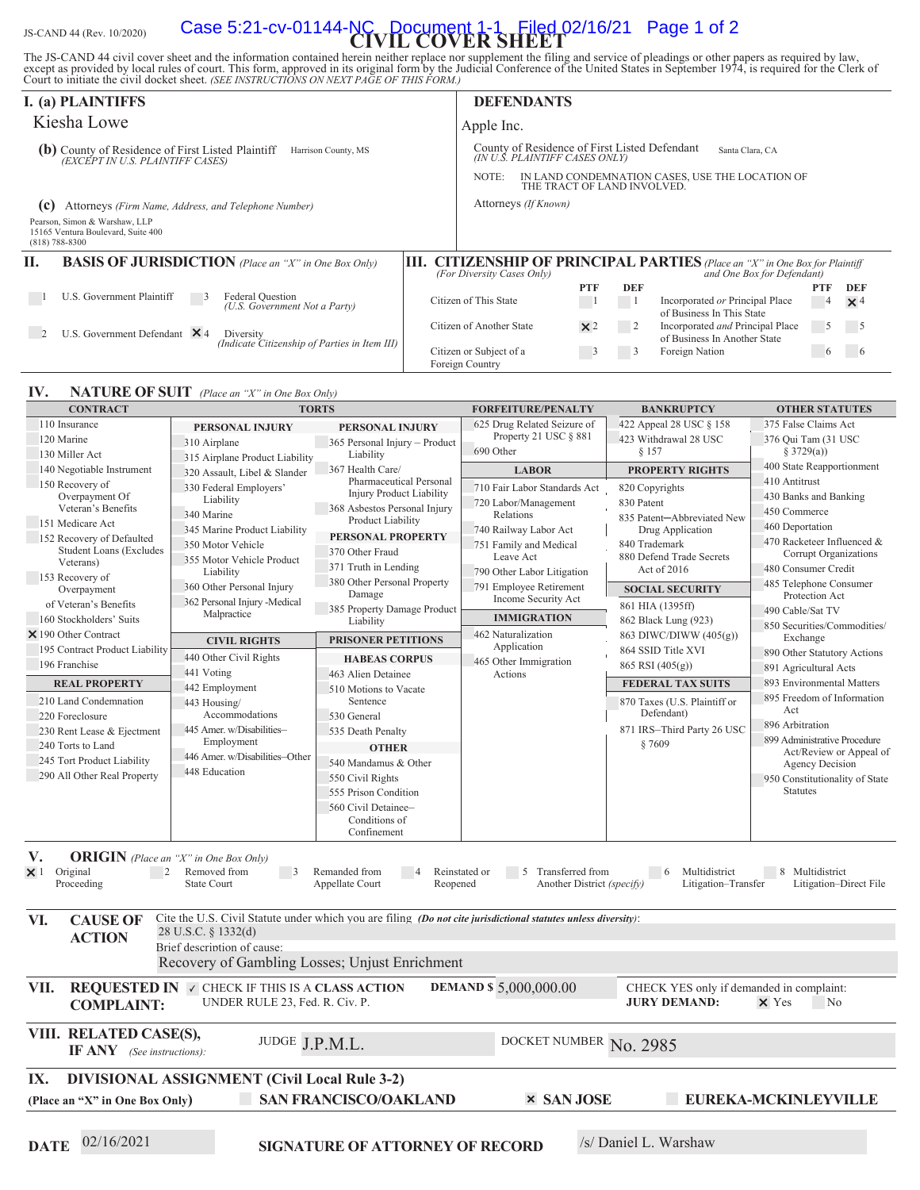JS-CAND 44 (Rev. 10/2020)

Case 5:21-cv-01144-NC Document 1-1 Filed 02/16/21

# CIVIL COVER SHEET

The JS-CAND 44 civil cover sheet and the information contained herein neither replace nor supplement the filing and service of pleadings or other papers as required by law, except as provided by local rules of court. This form, approved in its original form by the Judicial Conference of the United States in September 1974, is required for the Clerk of Court to initiate the civil docket sheet. *(SEE INSTRUCTIONS ON NEXT PAGE OF THIS FORM.)*

## I. (a) PLAINTIFFS

Kiesha Lowe

**(b)** County of Residence of First Listed Plaintiff: Harrison County, MS
*(EXCEPT IN U.S. PLAINTIFF CASES)*

**(c)** Attorneys *(Firm Name, Address, and Telephone Number)*

Pearson, Simon & Warshaw, LLP
15165 Ventura Boulevard, Suite 400
(818) 788-8300

## DEFENDANTS

Apple Inc.

County of Residence of First Listed Defendant: Santa Clara, CA
*(IN U.S. PLAINTIFF CASES ONLY)*

NOTE: IN LAND CONDEMNATION CASES, USE THE LOCATION OF THE TRACT OF LAND INVOLVED.

Attorneys *(If Known)*

## II. BASIS OF JURISDICTION *(Place an "X" in One Box Only)*

- ☐ 1 U.S. Government Plaintiff
- ☐ 3 Federal Question *(U.S. Government Not a Party)*
- ☐ 2 U.S. Government Defendant
- ☒ 4 Diversity *(Indicate Citizenship of Parties in Item III)*

## III. CITIZENSHIP OF PRINCIPAL PARTIES *(Place an "X" in One Box for Plaintiff and One Box for Defendant)* *(For Diversity Cases Only)*

| | PTF | DEF | | PTF | DEF |
|---|---|---|---|---|---|
| Citizen of This State | ☐ 1 | ☐ 1 | Incorporated *or* Principal Place of Business In This State | ☐ 4 | ☒ 4 |
| Citizen of Another State | ☒ 2 | ☐ 2 | Incorporated *and* Principal Place of Business In Another State | ☐ 5 | ☐ 5 |
| Citizen or Subject of a Foreign Country | ☐ 3 | ☐ 3 | Foreign Nation | ☐ 6 | ☐ 6 |

## IV. NATURE OF SUIT *(Place an "X" in One Box Only)*

**CONTRACT**
- 110 Insurance
- 120 Marine
- 130 Miller Act
- 140 Negotiable Instrument
- 150 Recovery of Overpayment Of Veteran's Benefits
- 151 Medicare Act
- 152 Recovery of Defaulted Student Loans (Excludes Veterans)
- 153 Recovery of Overpayment of Veteran's Benefits
- 160 Stockholders' Suits
- ☒ 190 Other Contract
- 195 Contract Product Liability
- 196 Franchise

**REAL PROPERTY**
- 210 Land Condemnation
- 220 Foreclosure
- 230 Rent Lease & Ejectment
- 240 Torts to Land
- 245 Tort Product Liability
- 290 All Other Real Property

**TORTS**

*PERSONAL INJURY*
- 310 Airplane
- 315 Airplane Product Liability
- 320 Assault, Libel & Slander
- 330 Federal Employers' Liability
- 340 Marine
- 345 Marine Product Liability
- 350 Motor Vehicle
- 355 Motor Vehicle Product Liability
- 360 Other Personal Injury
- 362 Personal Injury -Medical Malpractice

*PERSONAL INJURY*
- 365 Personal Injury – Product Liability
- 367 Health Care/ Pharmaceutical Personal Injury Product Liability
- 368 Asbestos Personal Injury Product Liability

*PERSONAL PROPERTY*
- 370 Other Fraud
- 371 Truth in Lending
- 380 Other Personal Property Damage
- 385 Property Damage Product Liability

**CIVIL RIGHTS**
- 440 Other Civil Rights
- 441 Voting
- 442 Employment
- 443 Housing/ Accommodations
- 445 Amer. w/Disabilities–Employment
- 446 Amer. w/Disabilities–Other
- 448 Education

**PRISONER PETITIONS**

*HABEAS CORPUS*
- 463 Alien Detainee
- 510 Motions to Vacate Sentence
- 530 General
- 535 Death Penalty

*OTHER*
- 540 Mandamus & Other
- 550 Civil Rights
- 555 Prison Condition
- 560 Civil Detainee– Conditions of Confinement

**FORFEITURE/PENALTY**
- 625 Drug Related Seizure of Property 21 USC § 881
- 690 Other

**LABOR**
- 710 Fair Labor Standards Act
- 720 Labor/Management Relations
- 740 Railway Labor Act
- 751 Family and Medical Leave Act
- 790 Other Labor Litigation
- 791 Employee Retirement Income Security Act

**IMMIGRATION**
- 462 Naturalization Application
- 465 Other Immigration Actions

**BANKRUPTCY**
- 422 Appeal 28 USC § 158
- 423 Withdrawal 28 USC § 157

**PROPERTY RIGHTS**
- 820 Copyrights
- 830 Patent
- 835 Patent—Abbreviated New Drug Application
- 840 Trademark
- 880 Defend Trade Secrets Act of 2016

**SOCIAL SECURITY**
- 861 HIA (1395ff)
- 862 Black Lung (923)
- 863 DIWC/DIWW (405(g))
- 864 SSID Title XVI
- 865 RSI (405(g))

**FEDERAL TAX SUITS**
- 870 Taxes (U.S. Plaintiff or Defendant)
- 871 IRS–Third Party 26 USC § 7609

**OTHER STATUTES**
- 375 False Claims Act
- 376 Qui Tam (31 USC § 3729(a))
- 400 State Reapportionment
- 410 Antitrust
- 430 Banks and Banking
- 450 Commerce
- 460 Deportation
- 470 Racketeer Influenced & Corrupt Organizations
- 480 Consumer Credit
- 485 Telephone Consumer Protection Act
- 490 Cable/Sat TV
- 850 Securities/Commodities/ Exchange
- 890 Other Statutory Actions
- 891 Agricultural Acts
- 893 Environmental Matters
- 895 Freedom of Information Act
- 896 Arbitration
- 899 Administrative Procedure Act/Review or Appeal of Agency Decision
- 950 Constitutionality of State Statutes

## V. ORIGIN *(Place an "X" in One Box Only)*

- ☒ 1 Original Proceeding
- ☐ 2 Removed from State Court
- ☐ 3 Remanded from Appellate Court
- ☐ 4 Reinstated or Reopened
- ☐ 5 Transferred from Another District *(specify)*
- ☐ 6 Multidistrict Litigation–Transfer
- ☐ 8 Multidistrict Litigation–Direct File

## VI. CAUSE OF ACTION

Cite the U.S. Civil Statute under which you are filing *(Do not cite jurisdictional statutes unless diversity)*: 28 U.S.C. § 1332(d)

Brief description of cause: Recovery of Gambling Losses; Unjust Enrichment

## VII. REQUESTED IN COMPLAINT:

☑ CHECK IF THIS IS A **CLASS ACTION** UNDER RULE 23, Fed. R. Civ. P.

**DEMAND $** 5,000,000.00

CHECK YES only if demanded in complaint: **JURY DEMAND:** ☒ Yes ☐ No

## VIII. RELATED CASE(S), IF ANY *(See instructions)*:

JUDGE: J.P.M.L. DOCKET NUMBER: No. 2985

## IX. DIVISIONAL ASSIGNMENT (Civil Local Rule 3-2)

**(Place an "X" in One Box Only)** ☐ **SAN FRANCISCO/OAKLAND** ☒ **SAN JOSE** ☐ **EUREKA-MCKINLEYVILLE**

**DATE** 02/16/2021 **SIGNATURE OF ATTORNEY OF RECORD** /s/ Daniel L. Warshaw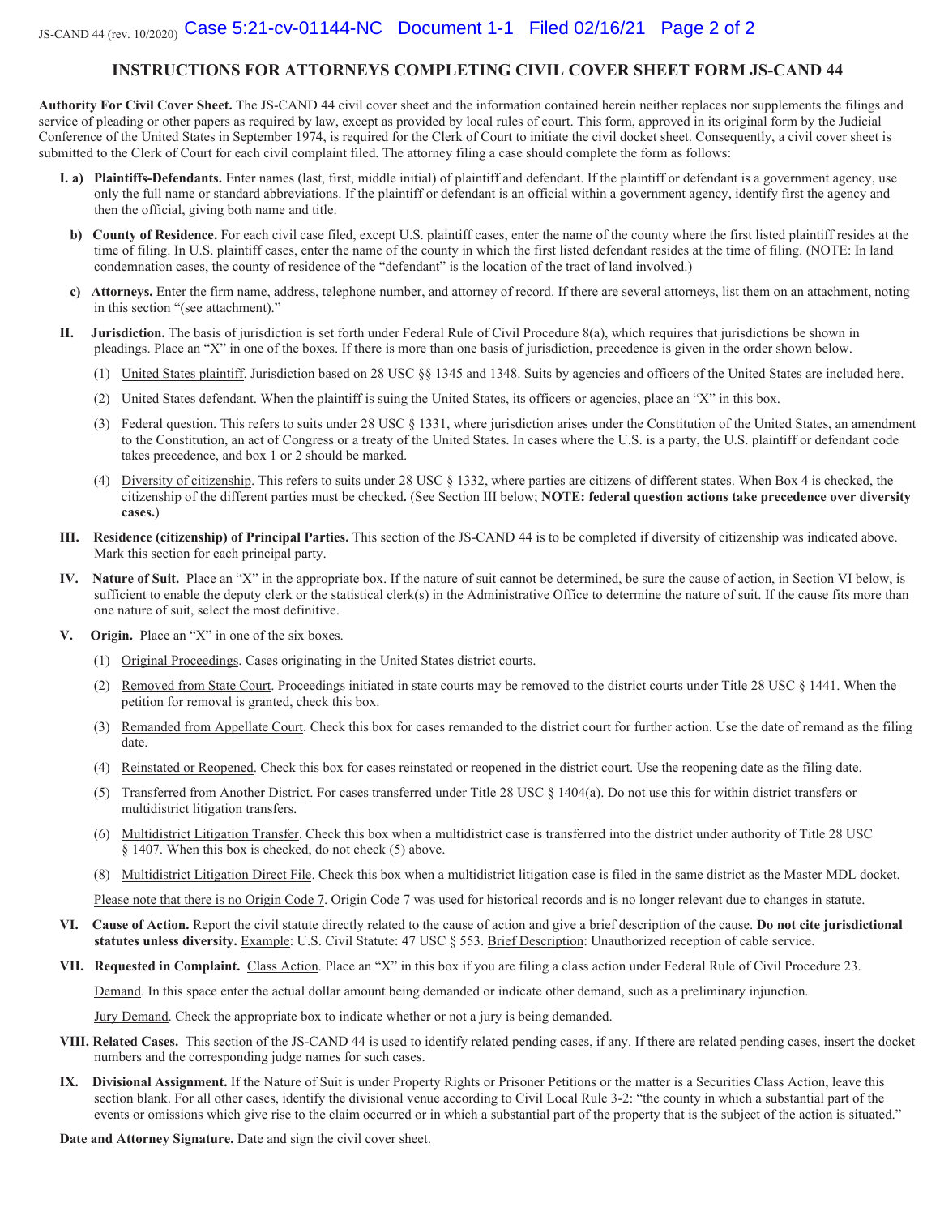## INSTRUCTIONS FOR ATTORNEYS COMPLETING CIVIL COVER SHEET FORM JS-CAND 44

**Authority For Civil Cover Sheet.** The JS-CAND 44 civil cover sheet and the information contained herein neither replaces nor supplements the filings and service of pleading or other papers as required by law, except as provided by local rules of court. This form, approved in its original form by the Judicial Conference of the United States in September 1974, is required for the Clerk of Court to initiate the civil docket sheet. Consequently, a civil cover sheet is submitted to the Clerk of Court for each civil complaint filed. The attorney filing a case should complete the form as follows:

**I. a) Plaintiffs-Defendants.** Enter names (last, first, middle initial) of plaintiff and defendant. If the plaintiff or defendant is a government agency, use only the full name or standard abbreviations. If the plaintiff or defendant is an official within a government agency, identify first the agency and then the official, giving both name and title.

**b) County of Residence.** For each civil case filed, except U.S. plaintiff cases, enter the name of the county where the first listed plaintiff resides at the time of filing. In U.S. plaintiff cases, enter the name of the county in which the first listed defendant resides at the time of filing. (NOTE: In land condemnation cases, the county of residence of the "defendant" is the location of the tract of land involved.)

**c) Attorneys.** Enter the firm name, address, telephone number, and attorney of record. If there are several attorneys, list them on an attachment, noting in this section "(see attachment)."

**II. Jurisdiction.** The basis of jurisdiction is set forth under Federal Rule of Civil Procedure 8(a), which requires that jurisdictions be shown in pleadings. Place an "X" in one of the boxes. If there is more than one basis of jurisdiction, precedence is given in the order shown below.

(1) United States plaintiff. Jurisdiction based on 28 USC §§ 1345 and 1348. Suits by agencies and officers of the United States are included here.

(2) United States defendant. When the plaintiff is suing the United States, its officers or agencies, place an "X" in this box.

(3) Federal question. This refers to suits under 28 USC § 1331, where jurisdiction arises under the Constitution of the United States, an amendment to the Constitution, an act of Congress or a treaty of the United States. In cases where the U.S. is a party, the U.S. plaintiff or defendant code takes precedence, and box 1 or 2 should be marked.

(4) Diversity of citizenship. This refers to suits under 28 USC § 1332, where parties are citizens of different states. When Box 4 is checked, the citizenship of the different parties must be checked. (See Section III below; **NOTE: federal question actions take precedence over diversity cases.**)

**III. Residence (citizenship) of Principal Parties.** This section of the JS-CAND 44 is to be completed if diversity of citizenship was indicated above. Mark this section for each principal party.

**IV. Nature of Suit.** Place an "X" in the appropriate box. If the nature of suit cannot be determined, be sure the cause of action, in Section VI below, is sufficient to enable the deputy clerk or the statistical clerk(s) in the Administrative Office to determine the nature of suit. If the cause fits more than one nature of suit, select the most definitive.

**V. Origin.** Place an "X" in one of the six boxes.

(1) Original Proceedings. Cases originating in the United States district courts.

(2) Removed from State Court. Proceedings initiated in state courts may be removed to the district courts under Title 28 USC § 1441. When the petition for removal is granted, check this box.

(3) Remanded from Appellate Court. Check this box for cases remanded to the district court for further action. Use the date of remand as the filing date.

(4) Reinstated or Reopened. Check this box for cases reinstated or reopened in the district court. Use the reopening date as the filing date.

(5) Transferred from Another District. For cases transferred under Title 28 USC § 1404(a). Do not use this for within district transfers or multidistrict litigation transfers.

(6) Multidistrict Litigation Transfer. Check this box when a multidistrict case is transferred into the district under authority of Title 28 USC § 1407. When this box is checked, do not check (5) above.

(8) Multidistrict Litigation Direct File. Check this box when a multidistrict litigation case is filed in the same district as the Master MDL docket.

Please note that there is no Origin Code 7. Origin Code 7 was used for historical records and is no longer relevant due to changes in statute.

**VI. Cause of Action.** Report the civil statute directly related to the cause of action and give a brief description of the cause. **Do not cite jurisdictional statutes unless diversity.** Example: U.S. Civil Statute: 47 USC § 553. Brief Description: Unauthorized reception of cable service.

**VII. Requested in Complaint.** Class Action. Place an "X" in this box if you are filing a class action under Federal Rule of Civil Procedure 23.

Demand. In this space enter the actual dollar amount being demanded or indicate other demand, such as a preliminary injunction.

Jury Demand. Check the appropriate box to indicate whether or not a jury is being demanded.

**VIII. Related Cases.** This section of the JS-CAND 44 is used to identify related pending cases, if any. If there are related pending cases, insert the docket numbers and the corresponding judge names for such cases.

**IX. Divisional Assignment.** If the Nature of Suit is under Property Rights or Prisoner Petitions or the matter is a Securities Class Action, leave this section blank. For all other cases, identify the divisional venue according to Civil Local Rule 3-2: "the county in which a substantial part of the events or omissions which give rise to the claim occurred or in which a substantial part of the property that is the subject of the action is situated."

**Date and Attorney Signature.** Date and sign the civil cover sheet.